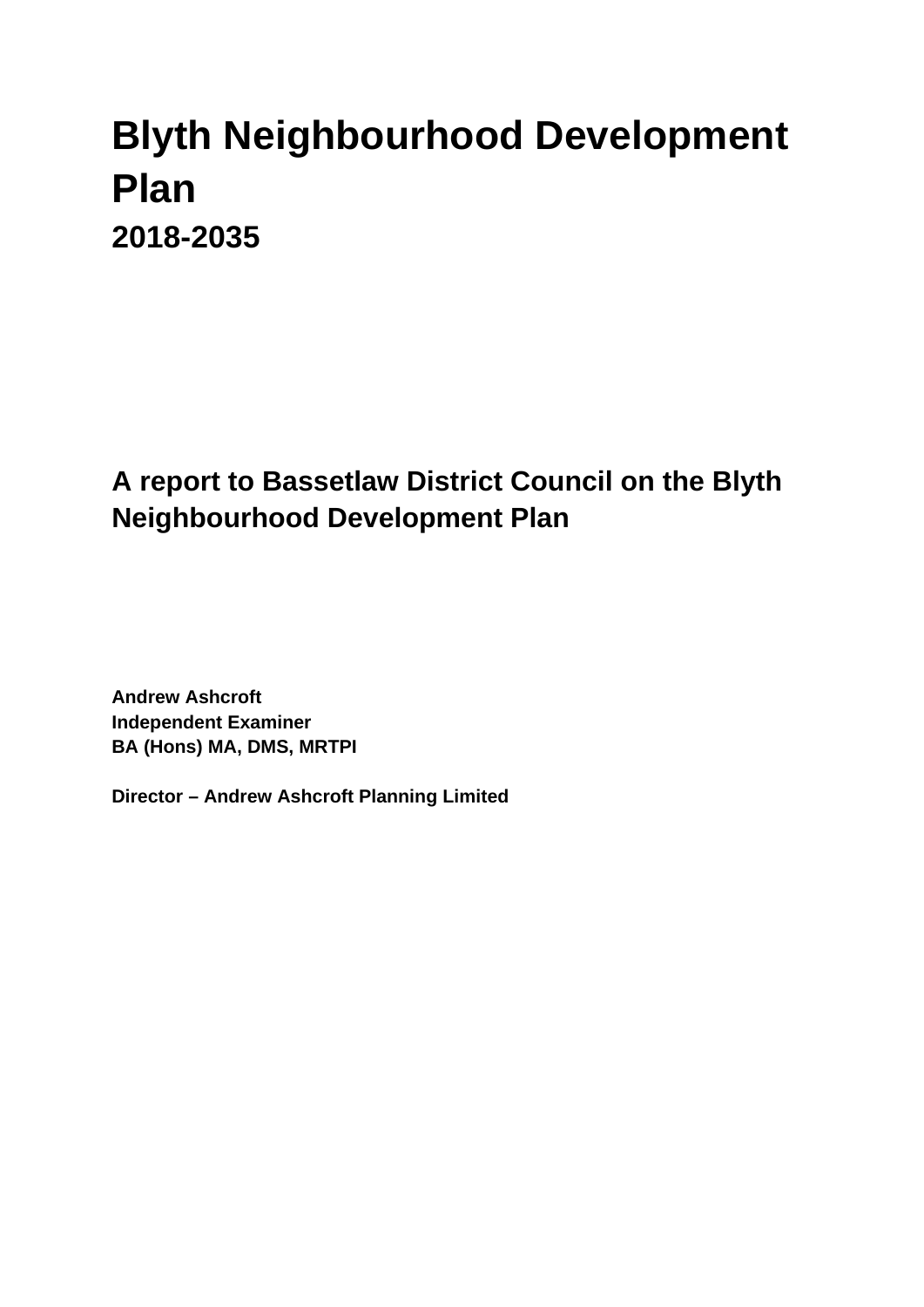# Blyth Neighbourhood Development Plan

## 2018-2035

## A report to Bassetlaw District Council on the Blyth Neighbourhood Development Plan

**Andrew Ashcroft**
**Independent Examiner**
**BA (Hons) MA, DMS, MRTPI**

**Director – Andrew Ashcroft Planning Limited**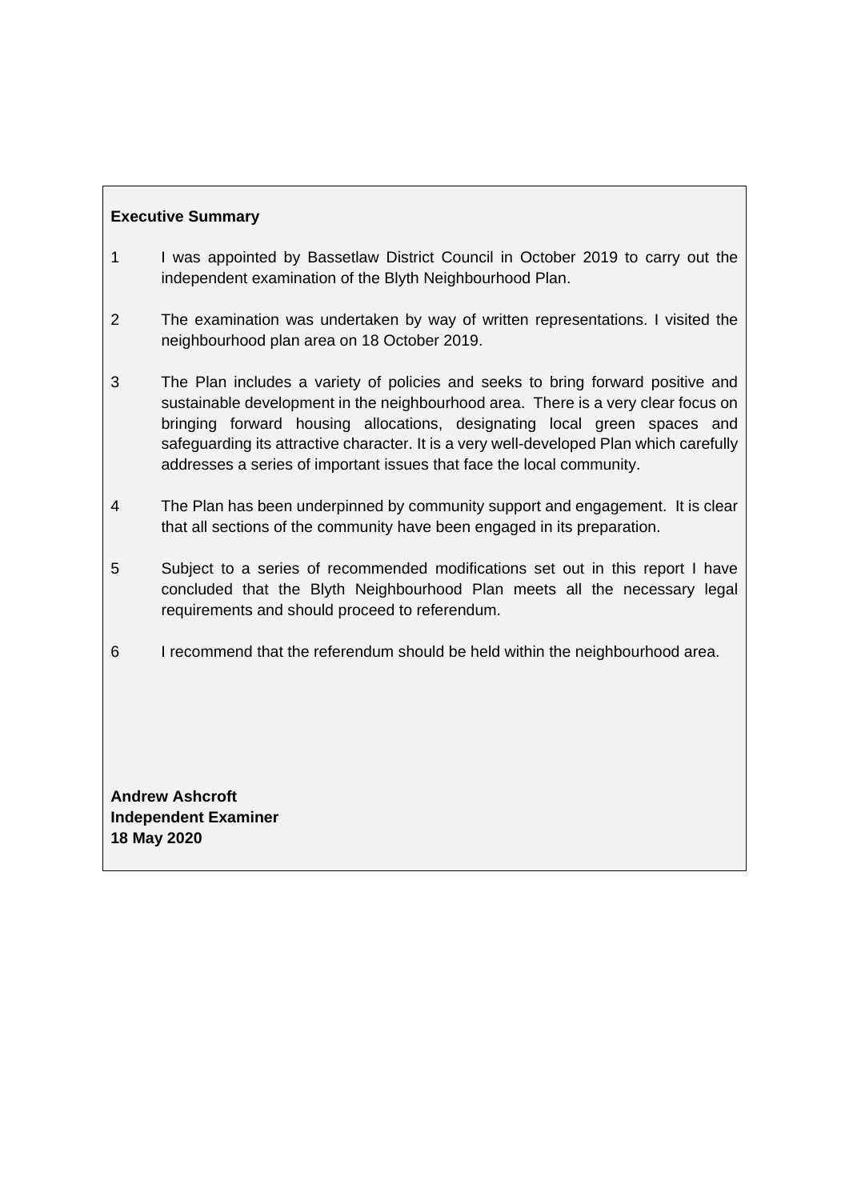**Executive Summary**

1 I was appointed by Bassetlaw District Council in October 2019 to carry out the independent examination of the Blyth Neighbourhood Plan.

2 The examination was undertaken by way of written representations. I visited the neighbourhood plan area on 18 October 2019.

3 The Plan includes a variety of policies and seeks to bring forward positive and sustainable development in the neighbourhood area. There is a very clear focus on bringing forward housing allocations, designating local green spaces and safeguarding its attractive character. It is a very well-developed Plan which carefully addresses a series of important issues that face the local community.

4 The Plan has been underpinned by community support and engagement. It is clear that all sections of the community have been engaged in its preparation.

5 Subject to a series of recommended modifications set out in this report I have concluded that the Blyth Neighbourhood Plan meets all the necessary legal requirements and should proceed to referendum.

6 I recommend that the referendum should be held within the neighbourhood area.

**Andrew Ashcroft**
**Independent Examiner**
**18 May 2020**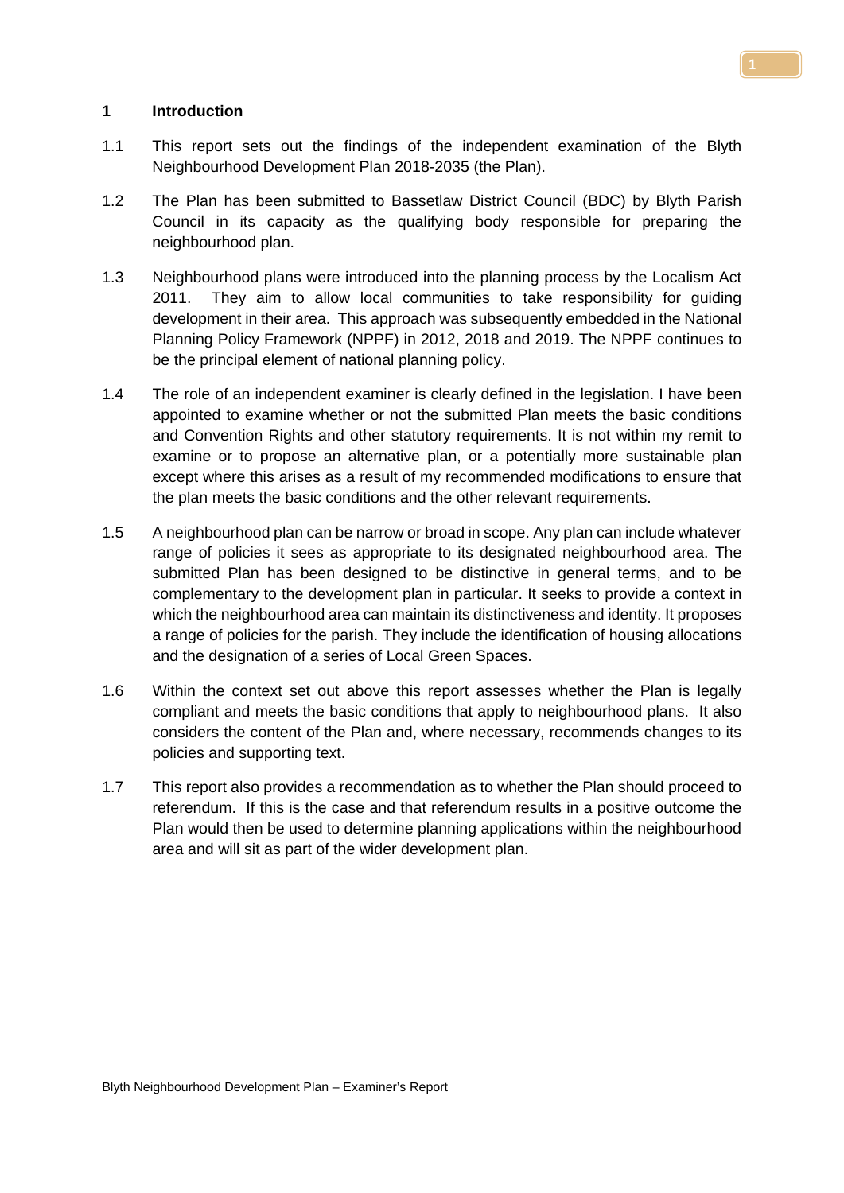# 1 Introduction

1.1 This report sets out the findings of the independent examination of the Blyth Neighbourhood Development Plan 2018-2035 (the Plan).

1.2 The Plan has been submitted to Bassetlaw District Council (BDC) by Blyth Parish Council in its capacity as the qualifying body responsible for preparing the neighbourhood plan.

1.3 Neighbourhood plans were introduced into the planning process by the Localism Act 2011. They aim to allow local communities to take responsibility for guiding development in their area. This approach was subsequently embedded in the National Planning Policy Framework (NPPF) in 2012, 2018 and 2019. The NPPF continues to be the principal element of national planning policy.

1.4 The role of an independent examiner is clearly defined in the legislation. I have been appointed to examine whether or not the submitted Plan meets the basic conditions and Convention Rights and other statutory requirements. It is not within my remit to examine or to propose an alternative plan, or a potentially more sustainable plan except where this arises as a result of my recommended modifications to ensure that the plan meets the basic conditions and the other relevant requirements.

1.5 A neighbourhood plan can be narrow or broad in scope. Any plan can include whatever range of policies it sees as appropriate to its designated neighbourhood area. The submitted Plan has been designed to be distinctive in general terms, and to be complementary to the development plan in particular. It seeks to provide a context in which the neighbourhood area can maintain its distinctiveness and identity. It proposes a range of policies for the parish. They include the identification of housing allocations and the designation of a series of Local Green Spaces.

1.6 Within the context set out above this report assesses whether the Plan is legally compliant and meets the basic conditions that apply to neighbourhood plans. It also considers the content of the Plan and, where necessary, recommends changes to its policies and supporting text.

1.7 This report also provides a recommendation as to whether the Plan should proceed to referendum. If this is the case and that referendum results in a positive outcome the Plan would then be used to determine planning applications within the neighbourhood area and will sit as part of the wider development plan.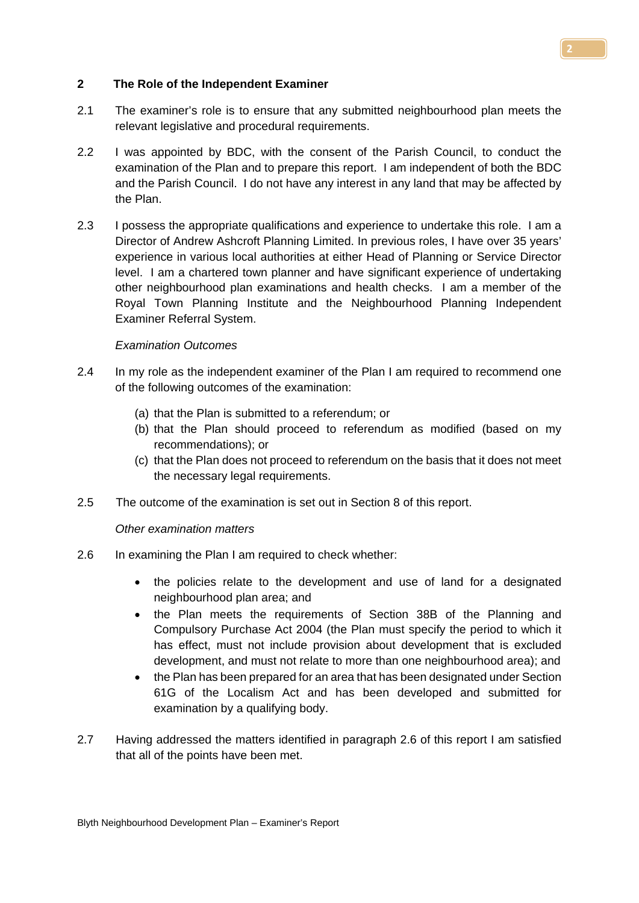## 2 The Role of the Independent Examiner

2.1 The examiner's role is to ensure that any submitted neighbourhood plan meets the relevant legislative and procedural requirements.

2.2 I was appointed by BDC, with the consent of the Parish Council, to conduct the examination of the Plan and to prepare this report. I am independent of both the BDC and the Parish Council. I do not have any interest in any land that may be affected by the Plan.

2.3 I possess the appropriate qualifications and experience to undertake this role. I am a Director of Andrew Ashcroft Planning Limited. In previous roles, I have over 35 years' experience in various local authorities at either Head of Planning or Service Director level. I am a chartered town planner and have significant experience of undertaking other neighbourhood plan examinations and health checks. I am a member of the Royal Town Planning Institute and the Neighbourhood Planning Independent Examiner Referral System.

*Examination Outcomes*

2.4 In my role as the independent examiner of the Plan I am required to recommend one of the following outcomes of the examination:

(a) that the Plan is submitted to a referendum; or
(b) that the Plan should proceed to referendum as modified (based on my recommendations); or
(c) that the Plan does not proceed to referendum on the basis that it does not meet the necessary legal requirements.

2.5 The outcome of the examination is set out in Section 8 of this report.

*Other examination matters*

2.6 In examining the Plan I am required to check whether:

- the policies relate to the development and use of land for a designated neighbourhood plan area; and
- the Plan meets the requirements of Section 38B of the Planning and Compulsory Purchase Act 2004 (the Plan must specify the period to which it has effect, must not include provision about development that is excluded development, and must not relate to more than one neighbourhood area); and
- the Plan has been prepared for an area that has been designated under Section 61G of the Localism Act and has been developed and submitted for examination by a qualifying body.

2.7 Having addressed the matters identified in paragraph 2.6 of this report I am satisfied that all of the points have been met.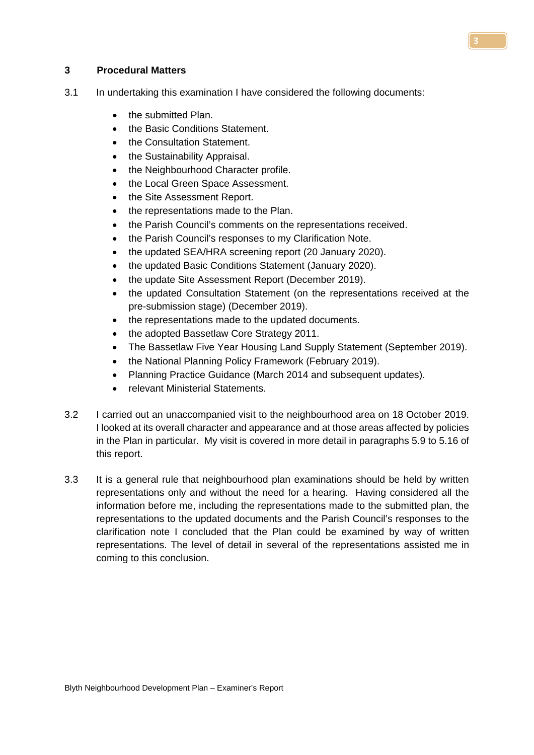## 3 Procedural Matters

3.1 In undertaking this examination I have considered the following documents:

- the submitted Plan.
- the Basic Conditions Statement.
- the Consultation Statement.
- the Sustainability Appraisal.
- the Neighbourhood Character profile.
- the Local Green Space Assessment.
- the Site Assessment Report.
- the representations made to the Plan.
- the Parish Council's comments on the representations received.
- the Parish Council's responses to my Clarification Note.
- the updated SEA/HRA screening report (20 January 2020).
- the updated Basic Conditions Statement (January 2020).
- the update Site Assessment Report (December 2019).
- the updated Consultation Statement (on the representations received at the pre-submission stage) (December 2019).
- the representations made to the updated documents.
- the adopted Bassetlaw Core Strategy 2011.
- The Bassetlaw Five Year Housing Land Supply Statement (September 2019).
- the National Planning Policy Framework (February 2019).
- Planning Practice Guidance (March 2014 and subsequent updates).
- relevant Ministerial Statements.

3.2 I carried out an unaccompanied visit to the neighbourhood area on 18 October 2019. I looked at its overall character and appearance and at those areas affected by policies in the Plan in particular. My visit is covered in more detail in paragraphs 5.9 to 5.16 of this report.

3.3 It is a general rule that neighbourhood plan examinations should be held by written representations only and without the need for a hearing. Having considered all the information before me, including the representations made to the submitted plan, the representations to the updated documents and the Parish Council's responses to the clarification note I concluded that the Plan could be examined by way of written representations. The level of detail in several of the representations assisted me in coming to this conclusion.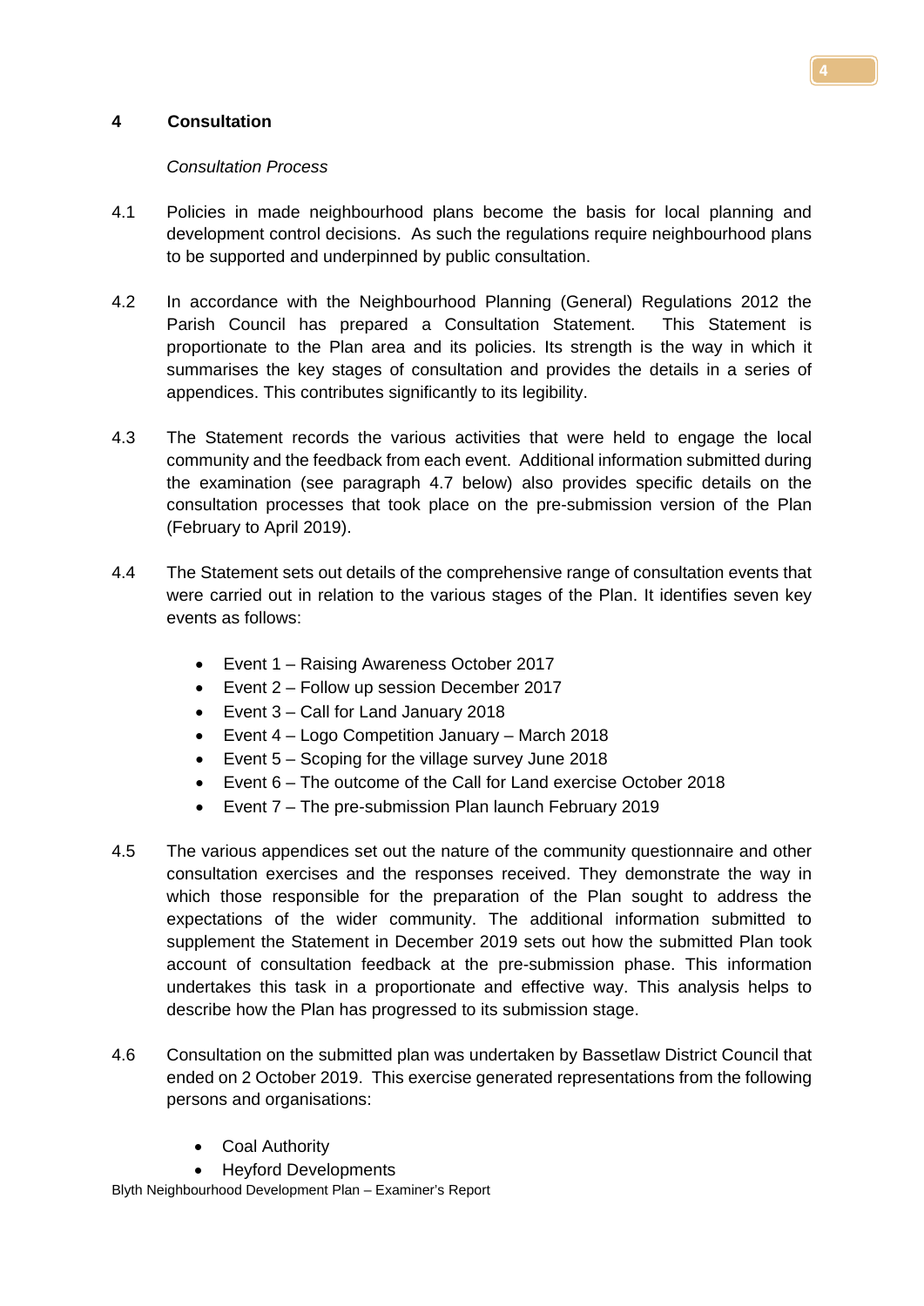## 4 Consultation

*Consultation Process*

4.1 Policies in made neighbourhood plans become the basis for local planning and development control decisions. As such the regulations require neighbourhood plans to be supported and underpinned by public consultation.

4.2 In accordance with the Neighbourhood Planning (General) Regulations 2012 the Parish Council has prepared a Consultation Statement. This Statement is proportionate to the Plan area and its policies. Its strength is the way in which it summarises the key stages of consultation and provides the details in a series of appendices. This contributes significantly to its legibility.

4.3 The Statement records the various activities that were held to engage the local community and the feedback from each event. Additional information submitted during the examination (see paragraph 4.7 below) also provides specific details on the consultation processes that took place on the pre-submission version of the Plan (February to April 2019).

4.4 The Statement sets out details of the comprehensive range of consultation events that were carried out in relation to the various stages of the Plan. It identifies seven key events as follows:

- Event 1 – Raising Awareness October 2017
- Event 2 – Follow up session December 2017
- Event 3 – Call for Land January 2018
- Event 4 – Logo Competition January – March 2018
- Event 5 – Scoping for the village survey June 2018
- Event 6 – The outcome of the Call for Land exercise October 2018
- Event 7 – The pre-submission Plan launch February 2019

4.5 The various appendices set out the nature of the community questionnaire and other consultation exercises and the responses received. They demonstrate the way in which those responsible for the preparation of the Plan sought to address the expectations of the wider community. The additional information submitted to supplement the Statement in December 2019 sets out how the submitted Plan took account of consultation feedback at the pre-submission phase. This information undertakes this task in a proportionate and effective way. This analysis helps to describe how the Plan has progressed to its submission stage.

4.6 Consultation on the submitted plan was undertaken by Bassetlaw District Council that ended on 2 October 2019. This exercise generated representations from the following persons and organisations:

- Coal Authority
- Heyford Developments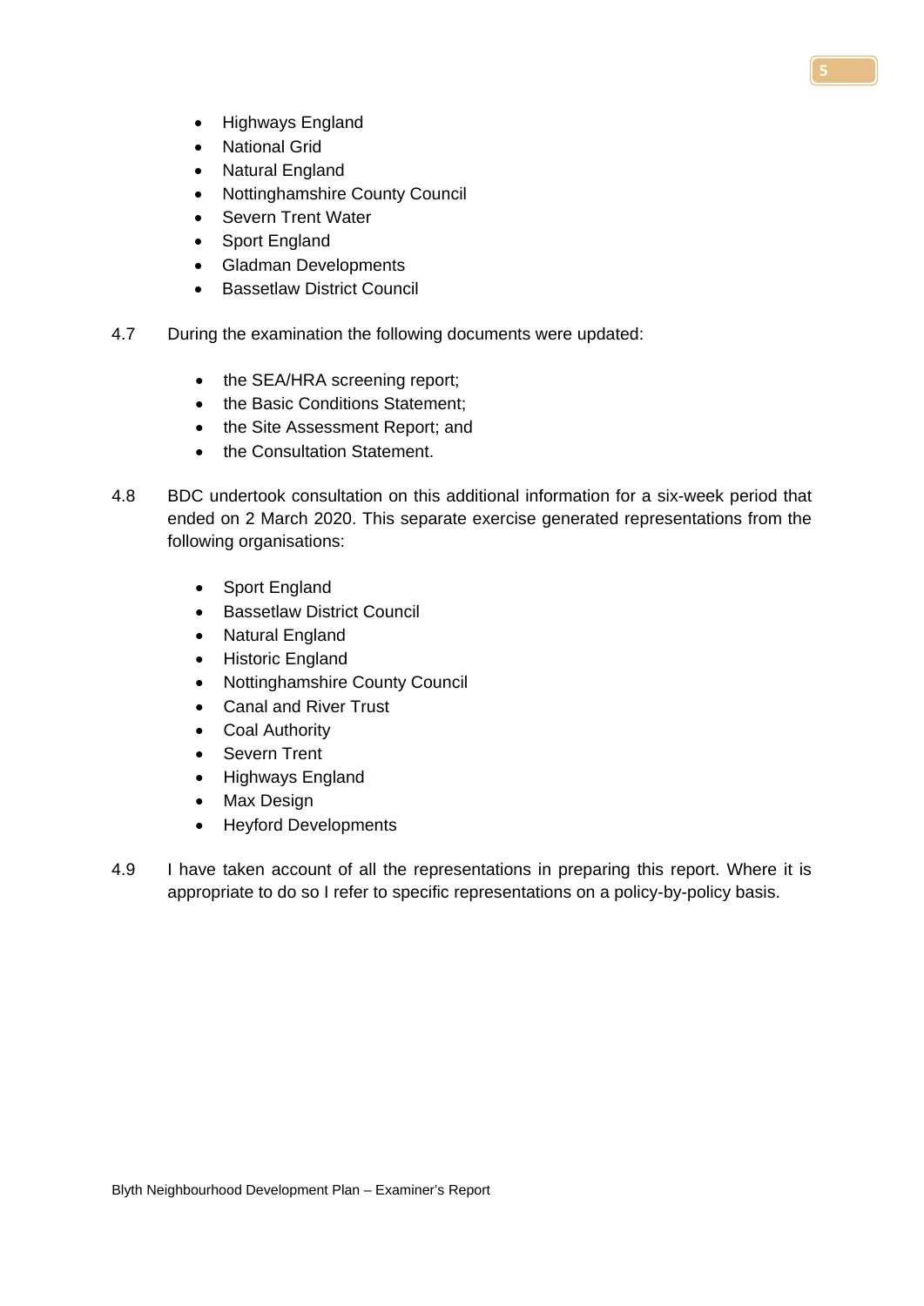- Highways England
- National Grid
- Natural England
- Nottinghamshire County Council
- Severn Trent Water
- Sport England
- Gladman Developments
- Bassetlaw District Council

4.7 During the examination the following documents were updated:

- the SEA/HRA screening report;
- the Basic Conditions Statement;
- the Site Assessment Report; and
- the Consultation Statement.

4.8 BDC undertook consultation on this additional information for a six-week period that ended on 2 March 2020. This separate exercise generated representations from the following organisations:

- Sport England
- Bassetlaw District Council
- Natural England
- Historic England
- Nottinghamshire County Council
- Canal and River Trust
- Coal Authority
- Severn Trent
- Highways England
- Max Design
- Heyford Developments

4.9 I have taken account of all the representations in preparing this report. Where it is appropriate to do so I refer to specific representations on a policy-by-policy basis.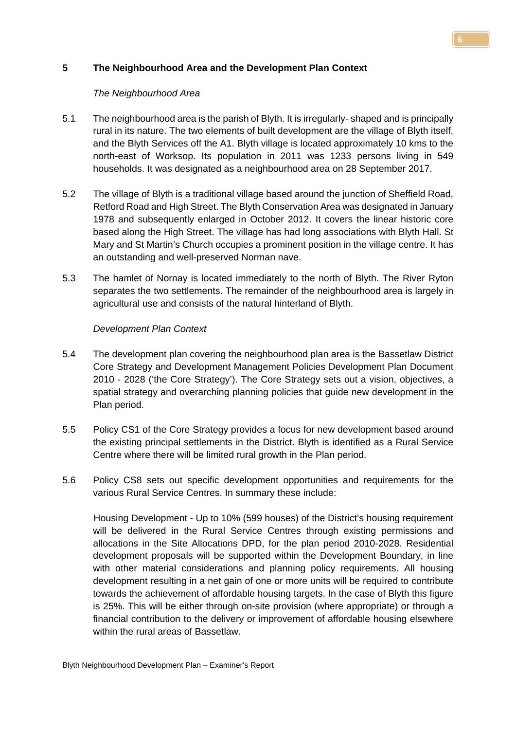## 5 The Neighbourhood Area and the Development Plan Context

*The Neighbourhood Area*

5.1 The neighbourhood area is the parish of Blyth. It is irregularly- shaped and is principally rural in its nature. The two elements of built development are the village of Blyth itself, and the Blyth Services off the A1. Blyth village is located approximately 10 kms to the north-east of Worksop. Its population in 2011 was 1233 persons living in 549 households. It was designated as a neighbourhood area on 28 September 2017.

5.2 The village of Blyth is a traditional village based around the junction of Sheffield Road, Retford Road and High Street. The Blyth Conservation Area was designated in January 1978 and subsequently enlarged in October 2012. It covers the linear historic core based along the High Street. The village has had long associations with Blyth Hall. St Mary and St Martin's Church occupies a prominent position in the village centre. It has an outstanding and well-preserved Norman nave.

5.3 The hamlet of Nornay is located immediately to the north of Blyth. The River Ryton separates the two settlements. The remainder of the neighbourhood area is largely in agricultural use and consists of the natural hinterland of Blyth.

*Development Plan Context*

5.4 The development plan covering the neighbourhood plan area is the Bassetlaw District Core Strategy and Development Management Policies Development Plan Document 2010 - 2028 ('the Core Strategy'). The Core Strategy sets out a vision, objectives, a spatial strategy and overarching planning policies that guide new development in the Plan period.

5.5 Policy CS1 of the Core Strategy provides a focus for new development based around the existing principal settlements in the District. Blyth is identified as a Rural Service Centre where there will be limited rural growth in the Plan period.

5.6 Policy CS8 sets out specific development opportunities and requirements for the various Rural Service Centres. In summary these include:

Housing Development - Up to 10% (599 houses) of the District's housing requirement will be delivered in the Rural Service Centres through existing permissions and allocations in the Site Allocations DPD, for the plan period 2010-2028. Residential development proposals will be supported within the Development Boundary, in line with other material considerations and planning policy requirements. All housing development resulting in a net gain of one or more units will be required to contribute towards the achievement of affordable housing targets. In the case of Blyth this figure is 25%. This will be either through on-site provision (where appropriate) or through a financial contribution to the delivery or improvement of affordable housing elsewhere within the rural areas of Bassetlaw.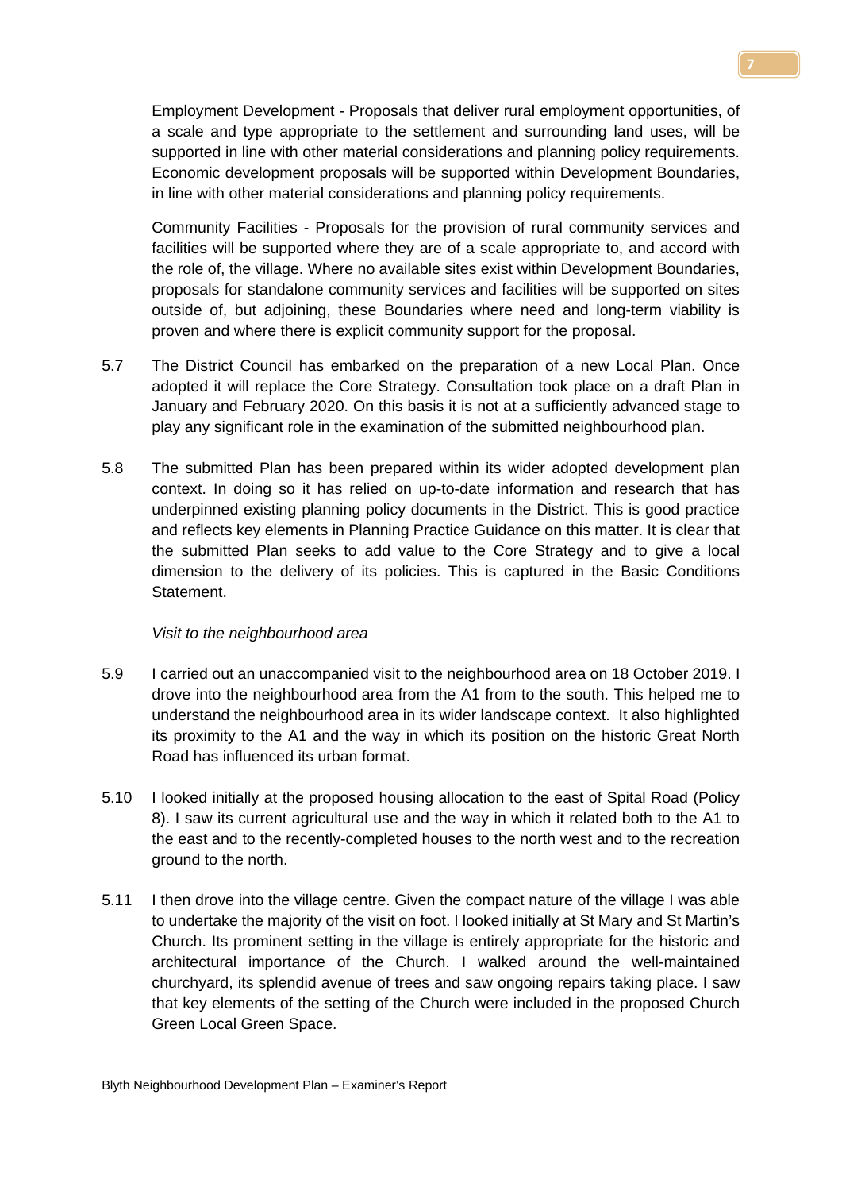Employment Development - Proposals that deliver rural employment opportunities, of a scale and type appropriate to the settlement and surrounding land uses, will be supported in line with other material considerations and planning policy requirements. Economic development proposals will be supported within Development Boundaries, in line with other material considerations and planning policy requirements.

Community Facilities - Proposals for the provision of rural community services and facilities will be supported where they are of a scale appropriate to, and accord with the role of, the village. Where no available sites exist within Development Boundaries, proposals for standalone community services and facilities will be supported on sites outside of, but adjoining, these Boundaries where need and long-term viability is proven and where there is explicit community support for the proposal.

5.7 The District Council has embarked on the preparation of a new Local Plan. Once adopted it will replace the Core Strategy. Consultation took place on a draft Plan in January and February 2020. On this basis it is not at a sufficiently advanced stage to play any significant role in the examination of the submitted neighbourhood plan.

5.8 The submitted Plan has been prepared within its wider adopted development plan context. In doing so it has relied on up-to-date information and research that has underpinned existing planning policy documents in the District. This is good practice and reflects key elements in Planning Practice Guidance on this matter. It is clear that the submitted Plan seeks to add value to the Core Strategy and to give a local dimension to the delivery of its policies. This is captured in the Basic Conditions Statement.

*Visit to the neighbourhood area*

5.9 I carried out an unaccompanied visit to the neighbourhood area on 18 October 2019. I drove into the neighbourhood area from the A1 from to the south. This helped me to understand the neighbourhood area in its wider landscape context. It also highlighted its proximity to the A1 and the way in which its position on the historic Great North Road has influenced its urban format.

5.10 I looked initially at the proposed housing allocation to the east of Spital Road (Policy 8). I saw its current agricultural use and the way in which it related both to the A1 to the east and to the recently-completed houses to the north west and to the recreation ground to the north.

5.11 I then drove into the village centre. Given the compact nature of the village I was able to undertake the majority of the visit on foot. I looked initially at St Mary and St Martin's Church. Its prominent setting in the village is entirely appropriate for the historic and architectural importance of the Church. I walked around the well-maintained churchyard, its splendid avenue of trees and saw ongoing repairs taking place. I saw that key elements of the setting of the Church were included in the proposed Church Green Local Green Space.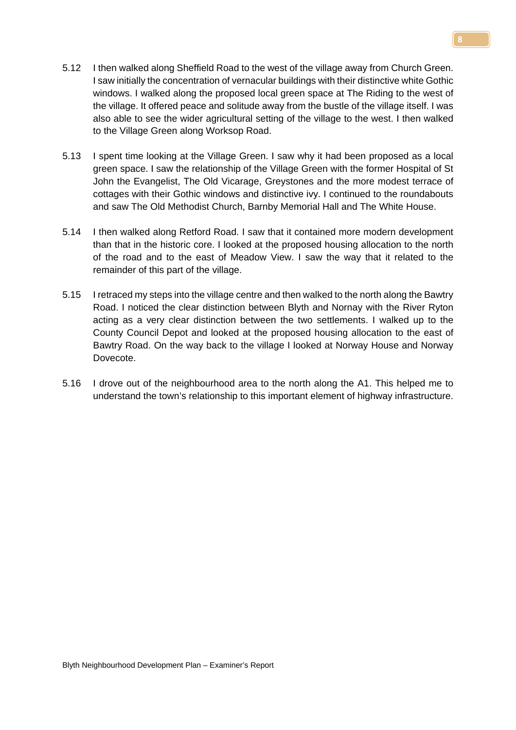5.12 I then walked along Sheffield Road to the west of the village away from Church Green. I saw initially the concentration of vernacular buildings with their distinctive white Gothic windows. I walked along the proposed local green space at The Riding to the west of the village. It offered peace and solitude away from the bustle of the village itself. I was also able to see the wider agricultural setting of the village to the west. I then walked to the Village Green along Worksop Road.

5.13 I spent time looking at the Village Green. I saw why it had been proposed as a local green space. I saw the relationship of the Village Green with the former Hospital of St John the Evangelist, The Old Vicarage, Greystones and the more modest terrace of cottages with their Gothic windows and distinctive ivy. I continued to the roundabouts and saw The Old Methodist Church, Barnby Memorial Hall and The White House.

5.14 I then walked along Retford Road. I saw that it contained more modern development than that in the historic core. I looked at the proposed housing allocation to the north of the road and to the east of Meadow View. I saw the way that it related to the remainder of this part of the village.

5.15 I retraced my steps into the village centre and then walked to the north along the Bawtry Road. I noticed the clear distinction between Blyth and Nornay with the River Ryton acting as a very clear distinction between the two settlements. I walked up to the County Council Depot and looked at the proposed housing allocation to the east of Bawtry Road. On the way back to the village I looked at Norway House and Norway Dovecote.

5.16 I drove out of the neighbourhood area to the north along the A1. This helped me to understand the town's relationship to this important element of highway infrastructure.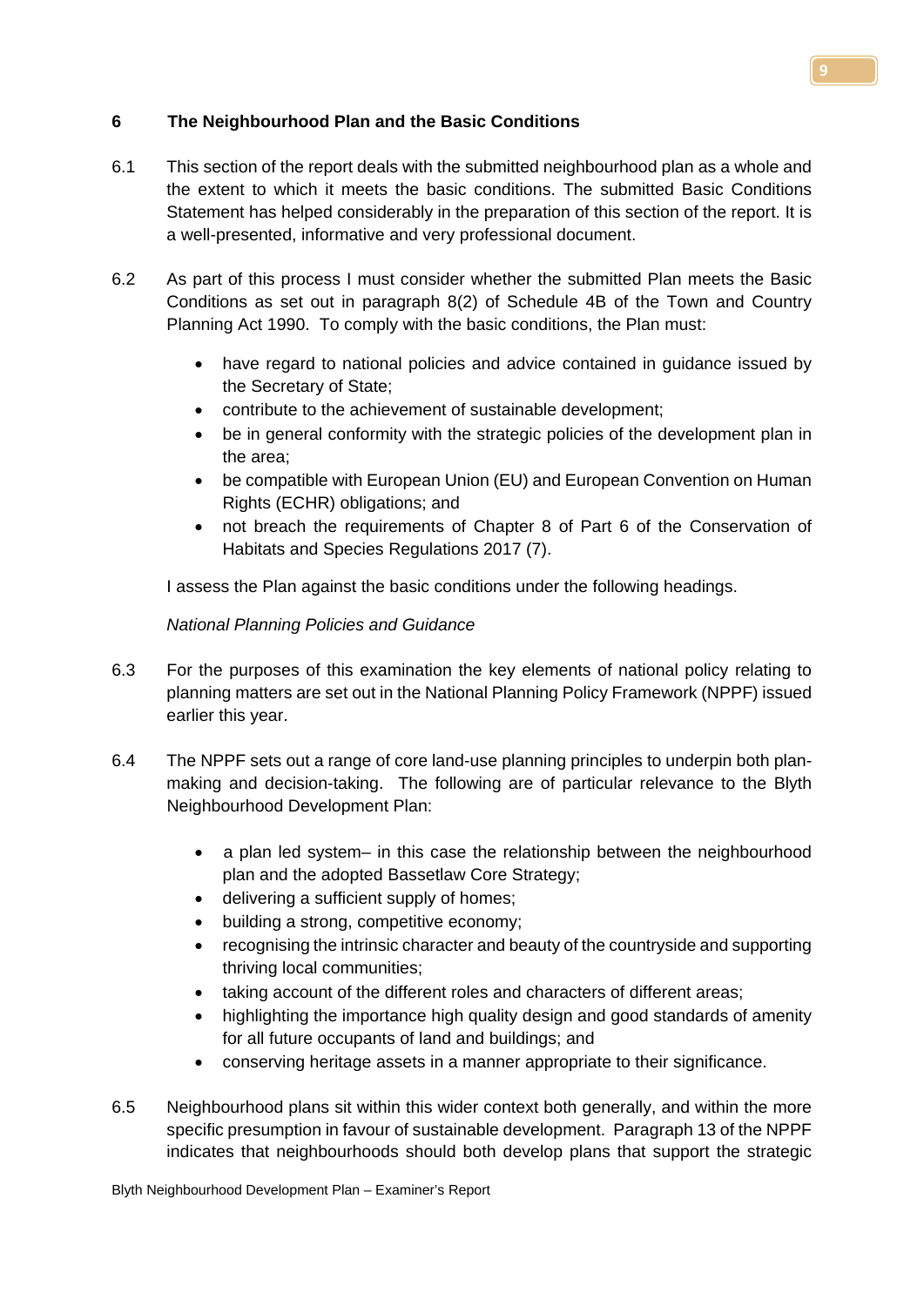## 6 The Neighbourhood Plan and the Basic Conditions

6.1 This section of the report deals with the submitted neighbourhood plan as a whole and the extent to which it meets the basic conditions. The submitted Basic Conditions Statement has helped considerably in the preparation of this section of the report. It is a well-presented, informative and very professional document.

6.2 As part of this process I must consider whether the submitted Plan meets the Basic Conditions as set out in paragraph 8(2) of Schedule 4B of the Town and Country Planning Act 1990. To comply with the basic conditions, the Plan must:

- have regard to national policies and advice contained in guidance issued by the Secretary of State;
- contribute to the achievement of sustainable development;
- be in general conformity with the strategic policies of the development plan in the area;
- be compatible with European Union (EU) and European Convention on Human Rights (ECHR) obligations; and
- not breach the requirements of Chapter 8 of Part 6 of the Conservation of Habitats and Species Regulations 2017 (7).

I assess the Plan against the basic conditions under the following headings.

*National Planning Policies and Guidance*

6.3 For the purposes of this examination the key elements of national policy relating to planning matters are set out in the National Planning Policy Framework (NPPF) issued earlier this year.

6.4 The NPPF sets out a range of core land-use planning principles to underpin both plan-making and decision-taking. The following are of particular relevance to the Blyth Neighbourhood Development Plan:

- a plan led system– in this case the relationship between the neighbourhood plan and the adopted Bassetlaw Core Strategy;
- delivering a sufficient supply of homes;
- building a strong, competitive economy;
- recognising the intrinsic character and beauty of the countryside and supporting thriving local communities;
- taking account of the different roles and characters of different areas;
- highlighting the importance high quality design and good standards of amenity for all future occupants of land and buildings; and
- conserving heritage assets in a manner appropriate to their significance.

6.5 Neighbourhood plans sit within this wider context both generally, and within the more specific presumption in favour of sustainable development. Paragraph 13 of the NPPF indicates that neighbourhoods should both develop plans that support the strategic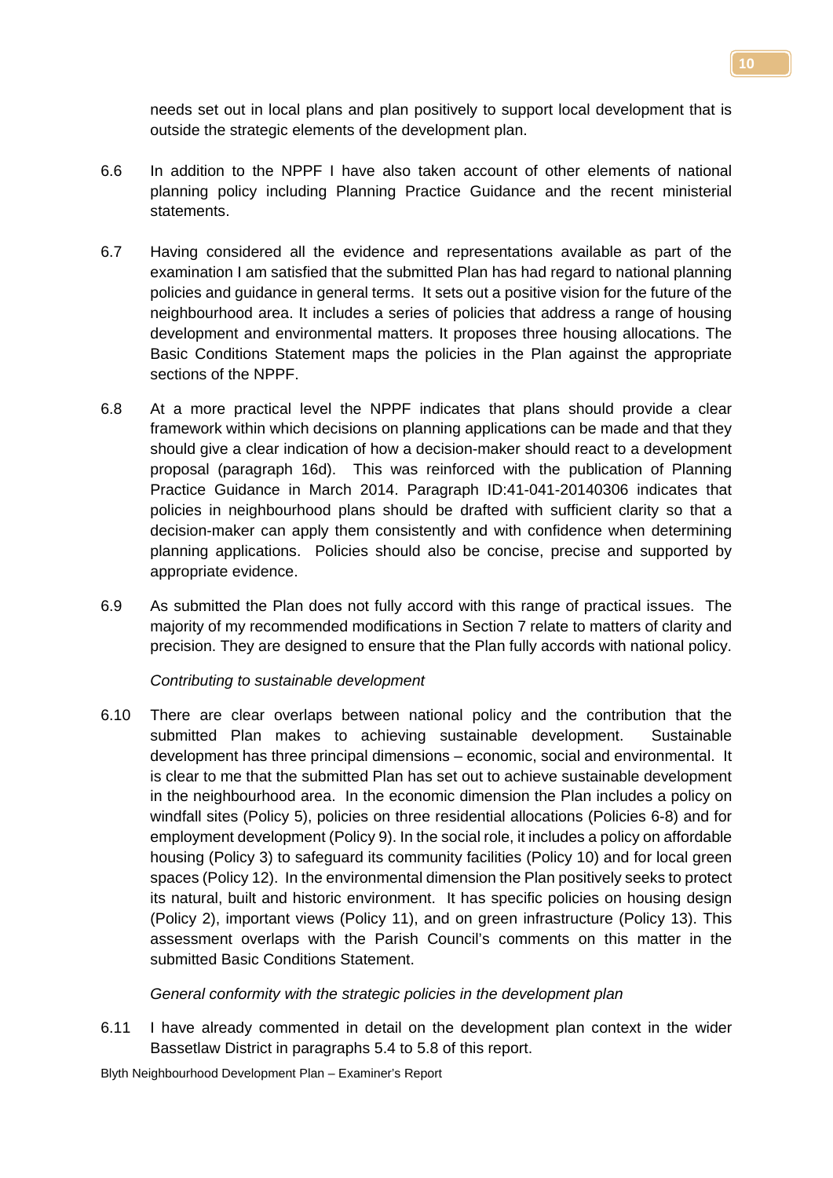needs set out in local plans and plan positively to support local development that is outside the strategic elements of the development plan.

6.6 In addition to the NPPF I have also taken account of other elements of national planning policy including Planning Practice Guidance and the recent ministerial statements.

6.7 Having considered all the evidence and representations available as part of the examination I am satisfied that the submitted Plan has had regard to national planning policies and guidance in general terms. It sets out a positive vision for the future of the neighbourhood area. It includes a series of policies that address a range of housing development and environmental matters. It proposes three housing allocations. The Basic Conditions Statement maps the policies in the Plan against the appropriate sections of the NPPF.

6.8 At a more practical level the NPPF indicates that plans should provide a clear framework within which decisions on planning applications can be made and that they should give a clear indication of how a decision-maker should react to a development proposal (paragraph 16d). This was reinforced with the publication of Planning Practice Guidance in March 2014. Paragraph ID:41-041-20140306 indicates that policies in neighbourhood plans should be drafted with sufficient clarity so that a decision-maker can apply them consistently and with confidence when determining planning applications. Policies should also be concise, precise and supported by appropriate evidence.

6.9 As submitted the Plan does not fully accord with this range of practical issues. The majority of my recommended modifications in Section 7 relate to matters of clarity and precision. They are designed to ensure that the Plan fully accords with national policy.

*Contributing to sustainable development*

6.10 There are clear overlaps between national policy and the contribution that the submitted Plan makes to achieving sustainable development. Sustainable development has three principal dimensions – economic, social and environmental. It is clear to me that the submitted Plan has set out to achieve sustainable development in the neighbourhood area. In the economic dimension the Plan includes a policy on windfall sites (Policy 5), policies on three residential allocations (Policies 6-8) and for employment development (Policy 9). In the social role, it includes a policy on affordable housing (Policy 3) to safeguard its community facilities (Policy 10) and for local green spaces (Policy 12). In the environmental dimension the Plan positively seeks to protect its natural, built and historic environment. It has specific policies on housing design (Policy 2), important views (Policy 11), and on green infrastructure (Policy 13). This assessment overlaps with the Parish Council's comments on this matter in the submitted Basic Conditions Statement.

*General conformity with the strategic policies in the development plan*

6.11 I have already commented in detail on the development plan context in the wider Bassetlaw District in paragraphs 5.4 to 5.8 of this report.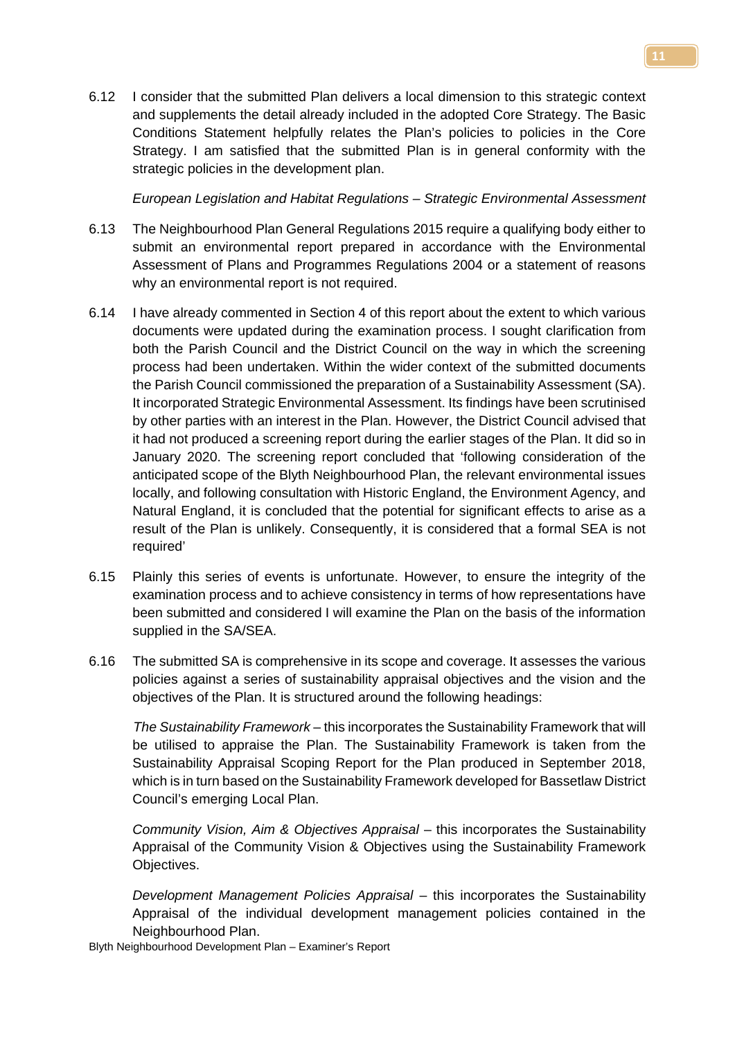6.12 I consider that the submitted Plan delivers a local dimension to this strategic context and supplements the detail already included in the adopted Core Strategy. The Basic Conditions Statement helpfully relates the Plan's policies to policies in the Core Strategy. I am satisfied that the submitted Plan is in general conformity with the strategic policies in the development plan.

*European Legislation and Habitat Regulations – Strategic Environmental Assessment*

6.13 The Neighbourhood Plan General Regulations 2015 require a qualifying body either to submit an environmental report prepared in accordance with the Environmental Assessment of Plans and Programmes Regulations 2004 or a statement of reasons why an environmental report is not required.

6.14 I have already commented in Section 4 of this report about the extent to which various documents were updated during the examination process. I sought clarification from both the Parish Council and the District Council on the way in which the screening process had been undertaken. Within the wider context of the submitted documents the Parish Council commissioned the preparation of a Sustainability Assessment (SA). It incorporated Strategic Environmental Assessment. Its findings have been scrutinised by other parties with an interest in the Plan. However, the District Council advised that it had not produced a screening report during the earlier stages of the Plan. It did so in January 2020. The screening report concluded that 'following consideration of the anticipated scope of the Blyth Neighbourhood Plan, the relevant environmental issues locally, and following consultation with Historic England, the Environment Agency, and Natural England, it is concluded that the potential for significant effects to arise as a result of the Plan is unlikely. Consequently, it is considered that a formal SEA is not required'

6.15 Plainly this series of events is unfortunate. However, to ensure the integrity of the examination process and to achieve consistency in terms of how representations have been submitted and considered I will examine the Plan on the basis of the information supplied in the SA/SEA.

6.16 The submitted SA is comprehensive in its scope and coverage. It assesses the various policies against a series of sustainability appraisal objectives and the vision and the objectives of the Plan. It is structured around the following headings:

*The Sustainability Framework* – this incorporates the Sustainability Framework that will be utilised to appraise the Plan. The Sustainability Framework is taken from the Sustainability Appraisal Scoping Report for the Plan produced in September 2018, which is in turn based on the Sustainability Framework developed for Bassetlaw District Council's emerging Local Plan.

*Community Vision, Aim & Objectives Appraisal* – this incorporates the Sustainability Appraisal of the Community Vision & Objectives using the Sustainability Framework Objectives.

*Development Management Policies Appraisal* – this incorporates the Sustainability Appraisal of the individual development management policies contained in the Neighbourhood Plan.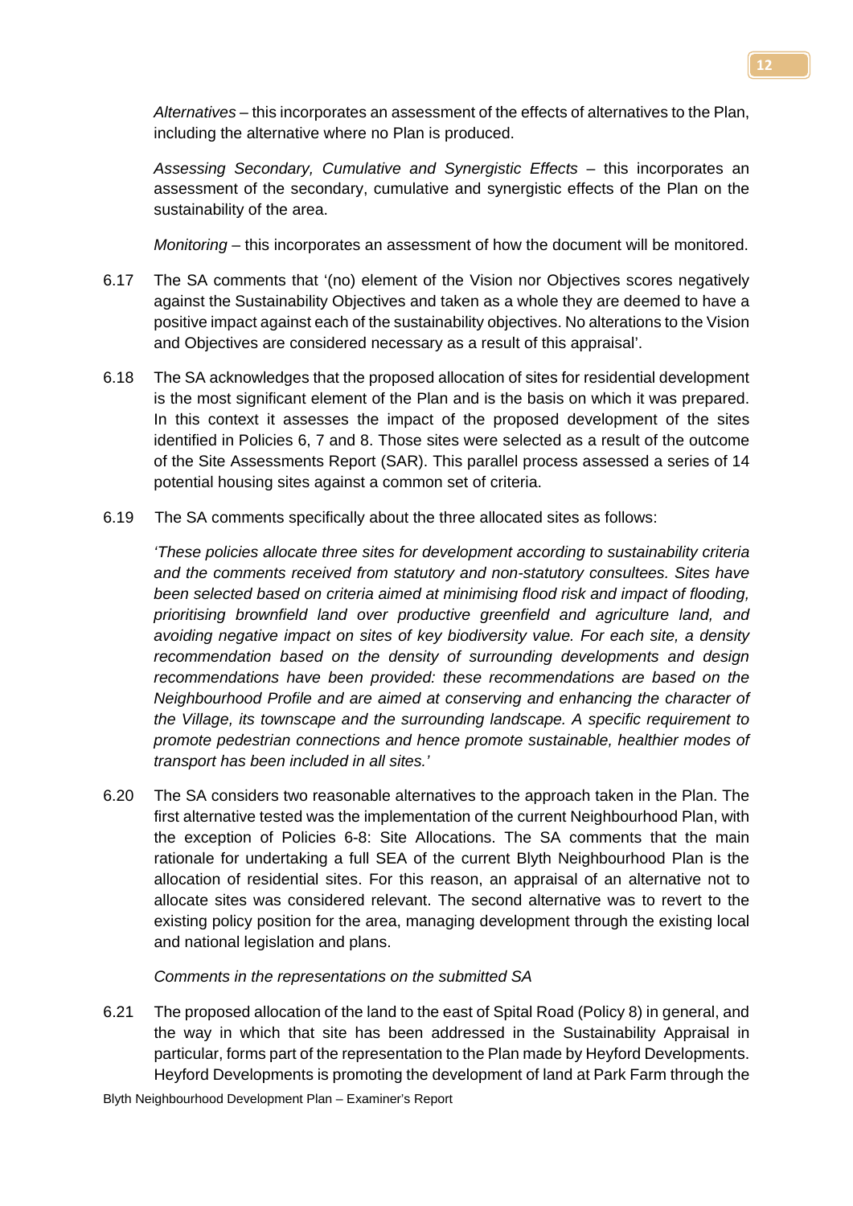*Alternatives* – this incorporates an assessment of the effects of alternatives to the Plan, including the alternative where no Plan is produced.

*Assessing Secondary, Cumulative and Synergistic Effects* – this incorporates an assessment of the secondary, cumulative and synergistic effects of the Plan on the sustainability of the area.

*Monitoring* – this incorporates an assessment of how the document will be monitored.

6.17 The SA comments that '(no) element of the Vision nor Objectives scores negatively against the Sustainability Objectives and taken as a whole they are deemed to have a positive impact against each of the sustainability objectives. No alterations to the Vision and Objectives are considered necessary as a result of this appraisal'.

6.18 The SA acknowledges that the proposed allocation of sites for residential development is the most significant element of the Plan and is the basis on which it was prepared. In this context it assesses the impact of the proposed development of the sites identified in Policies 6, 7 and 8. Those sites were selected as a result of the outcome of the Site Assessments Report (SAR). This parallel process assessed a series of 14 potential housing sites against a common set of criteria.

6.19 The SA comments specifically about the three allocated sites as follows:

*'These policies allocate three sites for development according to sustainability criteria and the comments received from statutory and non-statutory consultees. Sites have been selected based on criteria aimed at minimising flood risk and impact of flooding, prioritising brownfield land over productive greenfield and agriculture land, and avoiding negative impact on sites of key biodiversity value. For each site, a density recommendation based on the density of surrounding developments and design recommendations have been provided: these recommendations are based on the Neighbourhood Profile and are aimed at conserving and enhancing the character of the Village, its townscape and the surrounding landscape. A specific requirement to promote pedestrian connections and hence promote sustainable, healthier modes of transport has been included in all sites.'*

6.20 The SA considers two reasonable alternatives to the approach taken in the Plan. The first alternative tested was the implementation of the current Neighbourhood Plan, with the exception of Policies 6-8: Site Allocations. The SA comments that the main rationale for undertaking a full SEA of the current Blyth Neighbourhood Plan is the allocation of residential sites. For this reason, an appraisal of an alternative not to allocate sites was considered relevant. The second alternative was to revert to the existing policy position for the area, managing development through the existing local and national legislation and plans.

*Comments in the representations on the submitted SA*

6.21 The proposed allocation of the land to the east of Spital Road (Policy 8) in general, and the way in which that site has been addressed in the Sustainability Appraisal in particular, forms part of the representation to the Plan made by Heyford Developments. Heyford Developments is promoting the development of land at Park Farm through the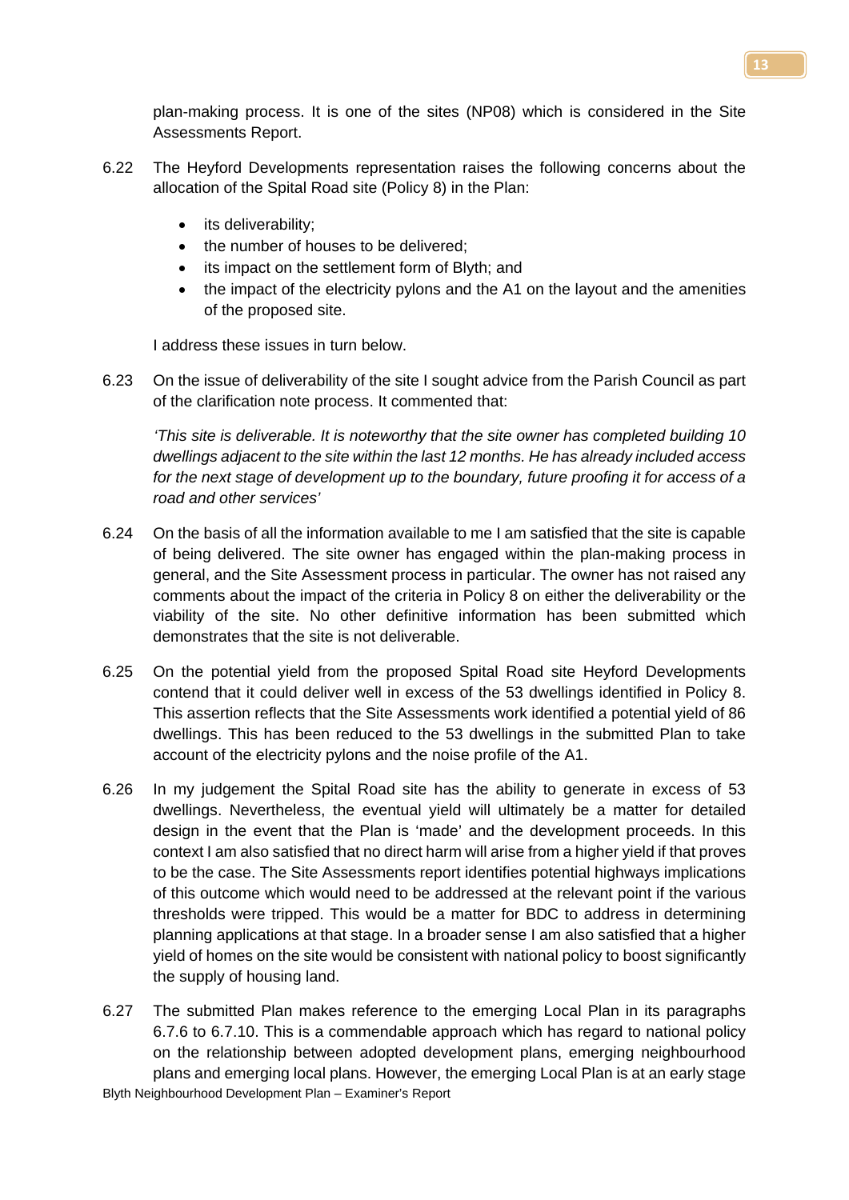plan-making process. It is one of the sites (NP08) which is considered in the Site Assessments Report.

6.22 The Heyford Developments representation raises the following concerns about the allocation of the Spital Road site (Policy 8) in the Plan:

- its deliverability;
- the number of houses to be delivered;
- its impact on the settlement form of Blyth; and
- the impact of the electricity pylons and the A1 on the layout and the amenities of the proposed site.

I address these issues in turn below.

6.23 On the issue of deliverability of the site I sought advice from the Parish Council as part of the clarification note process. It commented that:

*'This site is deliverable. It is noteworthy that the site owner has completed building 10 dwellings adjacent to the site within the last 12 months. He has already included access for the next stage of development up to the boundary, future proofing it for access of a road and other services'*

6.24 On the basis of all the information available to me I am satisfied that the site is capable of being delivered. The site owner has engaged within the plan-making process in general, and the Site Assessment process in particular. The owner has not raised any comments about the impact of the criteria in Policy 8 on either the deliverability or the viability of the site. No other definitive information has been submitted which demonstrates that the site is not deliverable.

6.25 On the potential yield from the proposed Spital Road site Heyford Developments contend that it could deliver well in excess of the 53 dwellings identified in Policy 8. This assertion reflects that the Site Assessments work identified a potential yield of 86 dwellings. This has been reduced to the 53 dwellings in the submitted Plan to take account of the electricity pylons and the noise profile of the A1.

6.26 In my judgement the Spital Road site has the ability to generate in excess of 53 dwellings. Nevertheless, the eventual yield will ultimately be a matter for detailed design in the event that the Plan is 'made' and the development proceeds. In this context I am also satisfied that no direct harm will arise from a higher yield if that proves to be the case. The Site Assessments report identifies potential highways implications of this outcome which would need to be addressed at the relevant point if the various thresholds were tripped. This would be a matter for BDC to address in determining planning applications at that stage. In a broader sense I am also satisfied that a higher yield of homes on the site would be consistent with national policy to boost significantly the supply of housing land.

6.27 The submitted Plan makes reference to the emerging Local Plan in its paragraphs 6.7.6 to 6.7.10. This is a commendable approach which has regard to national policy on the relationship between adopted development plans, emerging neighbourhood plans and emerging local plans. However, the emerging Local Plan is at an early stage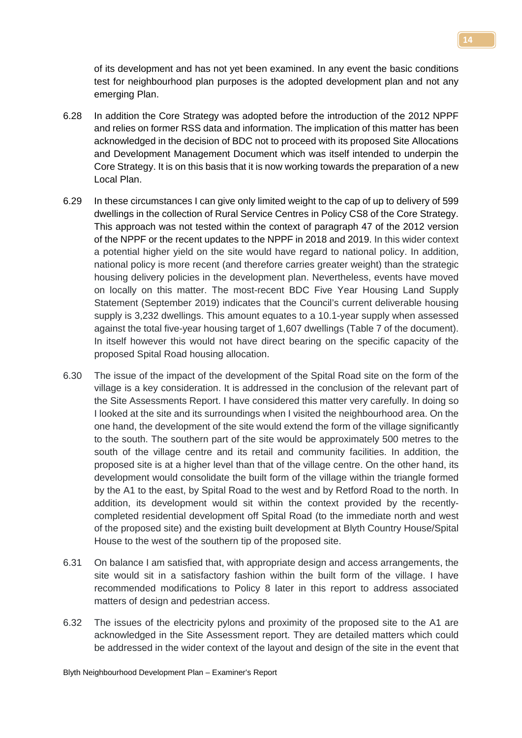of its development and has not yet been examined. In any event the basic conditions test for neighbourhood plan purposes is the adopted development plan and not any emerging Plan.

6.28 In addition the Core Strategy was adopted before the introduction of the 2012 NPPF and relies on former RSS data and information. The implication of this matter has been acknowledged in the decision of BDC not to proceed with its proposed Site Allocations and Development Management Document which was itself intended to underpin the Core Strategy. It is on this basis that it is now working towards the preparation of a new Local Plan.

6.29 In these circumstances I can give only limited weight to the cap of up to delivery of 599 dwellings in the collection of Rural Service Centres in Policy CS8 of the Core Strategy. This approach was not tested within the context of paragraph 47 of the 2012 version of the NPPF or the recent updates to the NPPF in 2018 and 2019. In this wider context a potential higher yield on the site would have regard to national policy. In addition, national policy is more recent (and therefore carries greater weight) than the strategic housing delivery policies in the development plan. Nevertheless, events have moved on locally on this matter. The most-recent BDC Five Year Housing Land Supply Statement (September 2019) indicates that the Council's current deliverable housing supply is 3,232 dwellings. This amount equates to a 10.1-year supply when assessed against the total five-year housing target of 1,607 dwellings (Table 7 of the document). In itself however this would not have direct bearing on the specific capacity of the proposed Spital Road housing allocation.

6.30 The issue of the impact of the development of the Spital Road site on the form of the village is a key consideration. It is addressed in the conclusion of the relevant part of the Site Assessments Report. I have considered this matter very carefully. In doing so I looked at the site and its surroundings when I visited the neighbourhood area. On the one hand, the development of the site would extend the form of the village significantly to the south. The southern part of the site would be approximately 500 metres to the south of the village centre and its retail and community facilities. In addition, the proposed site is at a higher level than that of the village centre. On the other hand, its development would consolidate the built form of the village within the triangle formed by the A1 to the east, by Spital Road to the west and by Retford Road to the north. In addition, its development would sit within the context provided by the recently-completed residential development off Spital Road (to the immediate north and west of the proposed site) and the existing built development at Blyth Country House/Spital House to the west of the southern tip of the proposed site.

6.31 On balance I am satisfied that, with appropriate design and access arrangements, the site would sit in a satisfactory fashion within the built form of the village. I have recommended modifications to Policy 8 later in this report to address associated matters of design and pedestrian access.

6.32 The issues of the electricity pylons and proximity of the proposed site to the A1 are acknowledged in the Site Assessment report. They are detailed matters which could be addressed in the wider context of the layout and design of the site in the event that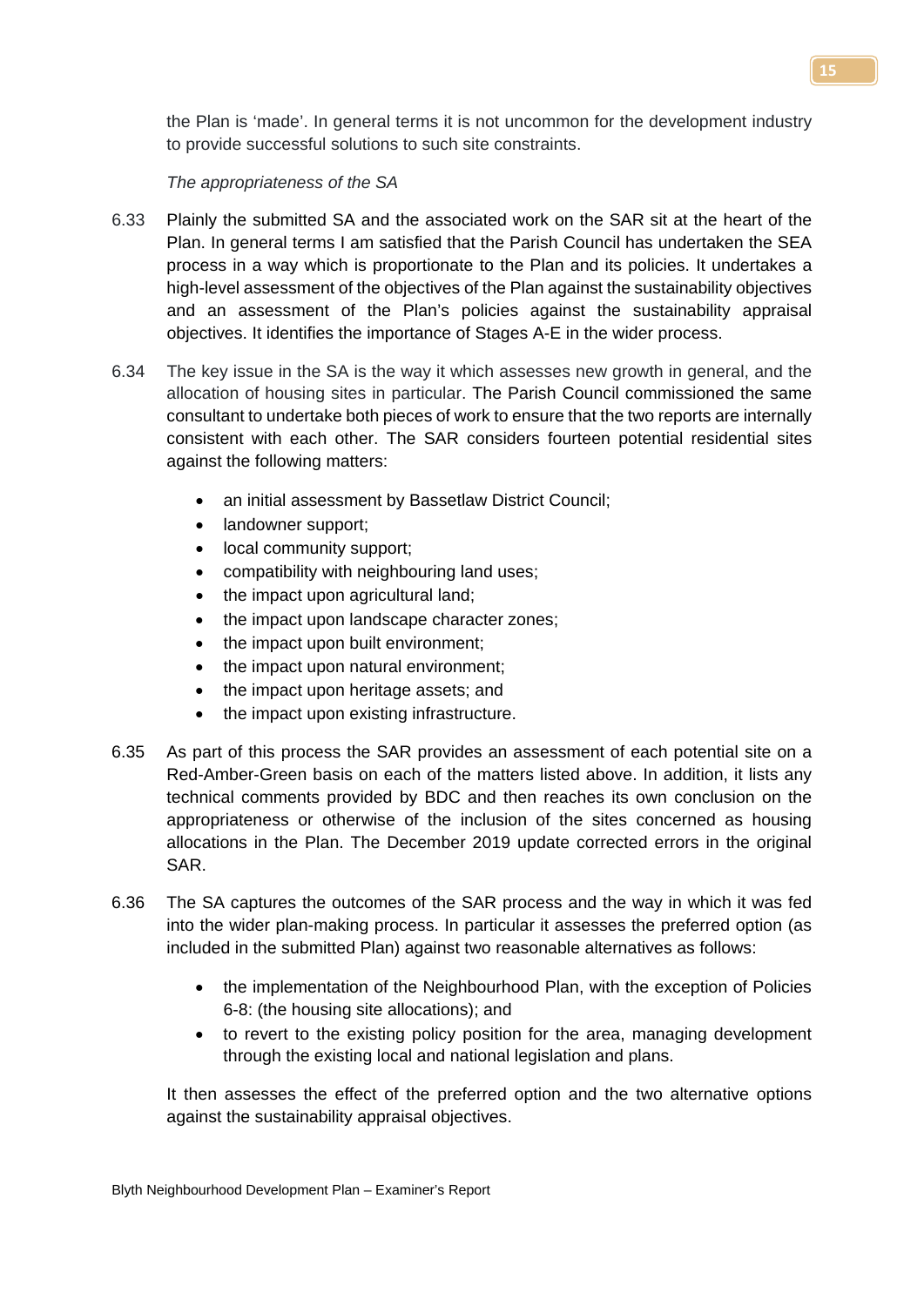the Plan is 'made'. In general terms it is not uncommon for the development industry to provide successful solutions to such site constraints.

*The appropriateness of the SA*

6.33 Plainly the submitted SA and the associated work on the SAR sit at the heart of the Plan. In general terms I am satisfied that the Parish Council has undertaken the SEA process in a way which is proportionate to the Plan and its policies. It undertakes a high-level assessment of the objectives of the Plan against the sustainability objectives and an assessment of the Plan's policies against the sustainability appraisal objectives. It identifies the importance of Stages A-E in the wider process.

6.34 The key issue in the SA is the way it which assesses new growth in general, and the allocation of housing sites in particular. The Parish Council commissioned the same consultant to undertake both pieces of work to ensure that the two reports are internally consistent with each other. The SAR considers fourteen potential residential sites against the following matters:

- an initial assessment by Bassetlaw District Council;
- landowner support;
- local community support;
- compatibility with neighbouring land uses;
- the impact upon agricultural land;
- the impact upon landscape character zones;
- the impact upon built environment;
- the impact upon natural environment;
- the impact upon heritage assets; and
- the impact upon existing infrastructure.

6.35 As part of this process the SAR provides an assessment of each potential site on a Red-Amber-Green basis on each of the matters listed above. In addition, it lists any technical comments provided by BDC and then reaches its own conclusion on the appropriateness or otherwise of the inclusion of the sites concerned as housing allocations in the Plan. The December 2019 update corrected errors in the original SAR.

6.36 The SA captures the outcomes of the SAR process and the way in which it was fed into the wider plan-making process. In particular it assesses the preferred option (as included in the submitted Plan) against two reasonable alternatives as follows:

- the implementation of the Neighbourhood Plan, with the exception of Policies 6-8: (the housing site allocations); and
- to revert to the existing policy position for the area, managing development through the existing local and national legislation and plans.

It then assesses the effect of the preferred option and the two alternative options against the sustainability appraisal objectives.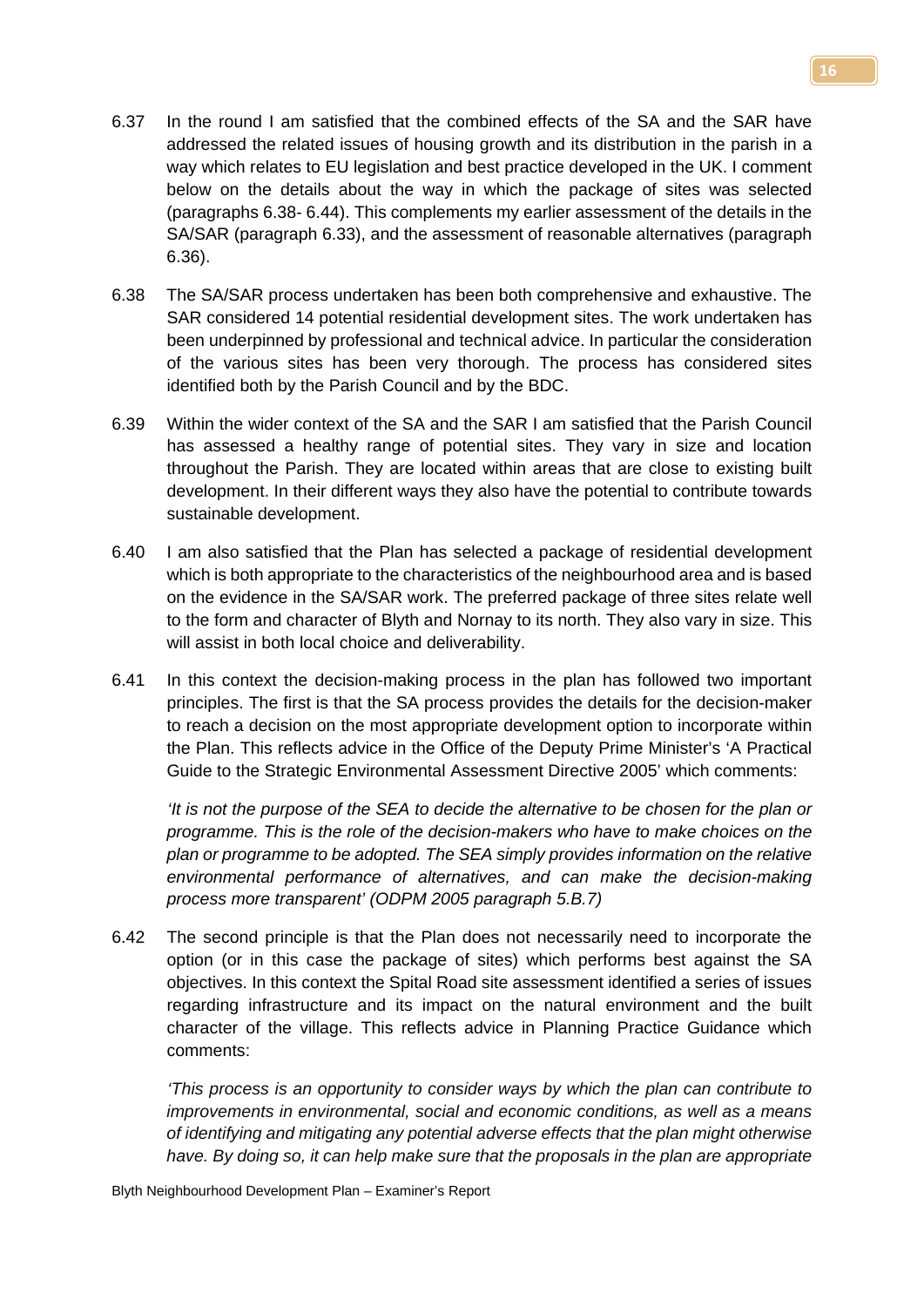6.37 In the round I am satisfied that the combined effects of the SA and the SAR have addressed the related issues of housing growth and its distribution in the parish in a way which relates to EU legislation and best practice developed in the UK. I comment below on the details about the way in which the package of sites was selected (paragraphs 6.38- 6.44). This complements my earlier assessment of the details in the SA/SAR (paragraph 6.33), and the assessment of reasonable alternatives (paragraph 6.36).

6.38 The SA/SAR process undertaken has been both comprehensive and exhaustive. The SAR considered 14 potential residential development sites. The work undertaken has been underpinned by professional and technical advice. In particular the consideration of the various sites has been very thorough. The process has considered sites identified both by the Parish Council and by the BDC.

6.39 Within the wider context of the SA and the SAR I am satisfied that the Parish Council has assessed a healthy range of potential sites. They vary in size and location throughout the Parish. They are located within areas that are close to existing built development. In their different ways they also have the potential to contribute towards sustainable development.

6.40 I am also satisfied that the Plan has selected a package of residential development which is both appropriate to the characteristics of the neighbourhood area and is based on the evidence in the SA/SAR work. The preferred package of three sites relate well to the form and character of Blyth and Nornay to its north. They also vary in size. This will assist in both local choice and deliverability.

6.41 In this context the decision-making process in the plan has followed two important principles. The first is that the SA process provides the details for the decision-maker to reach a decision on the most appropriate development option to incorporate within the Plan. This reflects advice in the Office of the Deputy Prime Minister's 'A Practical Guide to the Strategic Environmental Assessment Directive 2005' which comments:

*'It is not the purpose of the SEA to decide the alternative to be chosen for the plan or programme. This is the role of the decision-makers who have to make choices on the plan or programme to be adopted. The SEA simply provides information on the relative environmental performance of alternatives, and can make the decision-making process more transparent' (ODPM 2005 paragraph 5.B.7)*

6.42 The second principle is that the Plan does not necessarily need to incorporate the option (or in this case the package of sites) which performs best against the SA objectives. In this context the Spital Road site assessment identified a series of issues regarding infrastructure and its impact on the natural environment and the built character of the village. This reflects advice in Planning Practice Guidance which comments:

*'This process is an opportunity to consider ways by which the plan can contribute to improvements in environmental, social and economic conditions, as well as a means of identifying and mitigating any potential adverse effects that the plan might otherwise have. By doing so, it can help make sure that the proposals in the plan are appropriate*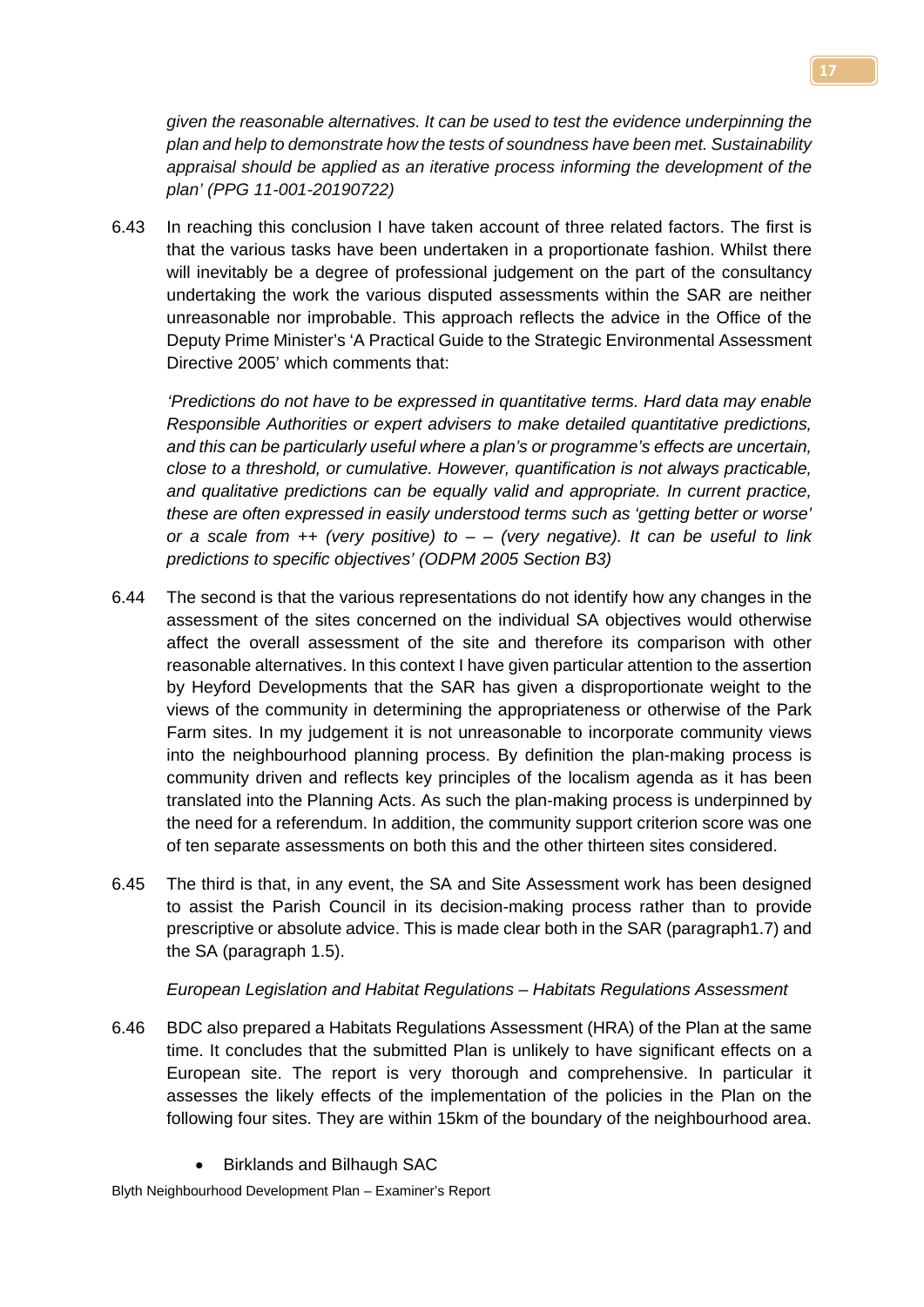*given the reasonable alternatives. It can be used to test the evidence underpinning the plan and help to demonstrate how the tests of soundness have been met. Sustainability appraisal should be applied as an iterative process informing the development of the plan' (PPG 11-001-20190722)*

6.43 In reaching this conclusion I have taken account of three related factors. The first is that the various tasks have been undertaken in a proportionate fashion. Whilst there will inevitably be a degree of professional judgement on the part of the consultancy undertaking the work the various disputed assessments within the SAR are neither unreasonable nor improbable. This approach reflects the advice in the Office of the Deputy Prime Minister's 'A Practical Guide to the Strategic Environmental Assessment Directive 2005' which comments that:

*'Predictions do not have to be expressed in quantitative terms. Hard data may enable Responsible Authorities or expert advisers to make detailed quantitative predictions, and this can be particularly useful where a plan's or programme's effects are uncertain, close to a threshold, or cumulative. However, quantification is not always practicable, and qualitative predictions can be equally valid and appropriate. In current practice, these are often expressed in easily understood terms such as 'getting better or worse' or a scale from ++ (very positive) to – – (very negative). It can be useful to link predictions to specific objectives' (ODPM 2005 Section B3)*

6.44 The second is that the various representations do not identify how any changes in the assessment of the sites concerned on the individual SA objectives would otherwise affect the overall assessment of the site and therefore its comparison with other reasonable alternatives. In this context I have given particular attention to the assertion by Heyford Developments that the SAR has given a disproportionate weight to the views of the community in determining the appropriateness or otherwise of the Park Farm sites. In my judgement it is not unreasonable to incorporate community views into the neighbourhood planning process. By definition the plan-making process is community driven and reflects key principles of the localism agenda as it has been translated into the Planning Acts. As such the plan-making process is underpinned by the need for a referendum. In addition, the community support criterion score was one of ten separate assessments on both this and the other thirteen sites considered.

6.45 The third is that, in any event, the SA and Site Assessment work has been designed to assist the Parish Council in its decision-making process rather than to provide prescriptive or absolute advice. This is made clear both in the SAR (paragraph1.7) and the SA (paragraph 1.5).

*European Legislation and Habitat Regulations – Habitats Regulations Assessment*

6.46 BDC also prepared a Habitats Regulations Assessment (HRA) of the Plan at the same time. It concludes that the submitted Plan is unlikely to have significant effects on a European site. The report is very thorough and comprehensive. In particular it assesses the likely effects of the implementation of the policies in the Plan on the following four sites. They are within 15km of the boundary of the neighbourhood area.

- Birklands and Bilhaugh SAC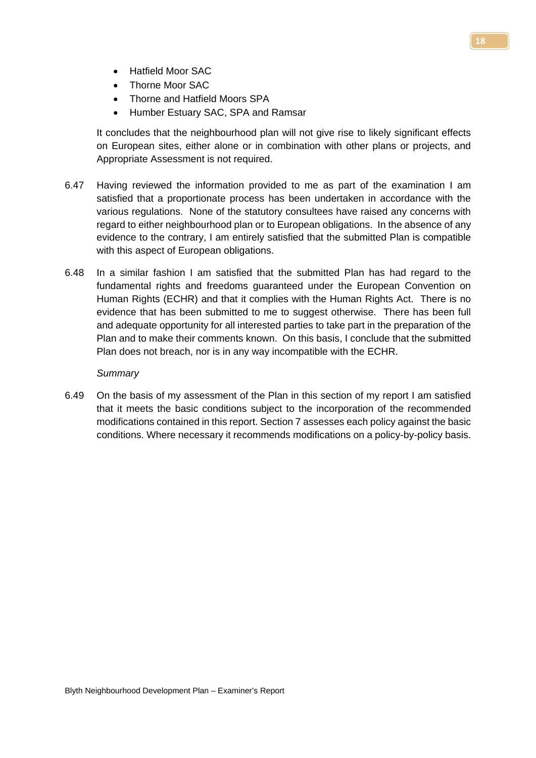- Hatfield Moor SAC
- Thorne Moor SAC
- Thorne and Hatfield Moors SPA
- Humber Estuary SAC, SPA and Ramsar

It concludes that the neighbourhood plan will not give rise to likely significant effects on European sites, either alone or in combination with other plans or projects, and Appropriate Assessment is not required.

6.47 Having reviewed the information provided to me as part of the examination I am satisfied that a proportionate process has been undertaken in accordance with the various regulations. None of the statutory consultees have raised any concerns with regard to either neighbourhood plan or to European obligations. In the absence of any evidence to the contrary, I am entirely satisfied that the submitted Plan is compatible with this aspect of European obligations.

6.48 In a similar fashion I am satisfied that the submitted Plan has had regard to the fundamental rights and freedoms guaranteed under the European Convention on Human Rights (ECHR) and that it complies with the Human Rights Act. There is no evidence that has been submitted to me to suggest otherwise. There has been full and adequate opportunity for all interested parties to take part in the preparation of the Plan and to make their comments known. On this basis, I conclude that the submitted Plan does not breach, nor is in any way incompatible with the ECHR.

*Summary*

6.49 On the basis of my assessment of the Plan in this section of my report I am satisfied that it meets the basic conditions subject to the incorporation of the recommended modifications contained in this report. Section 7 assesses each policy against the basic conditions. Where necessary it recommends modifications on a policy-by-policy basis.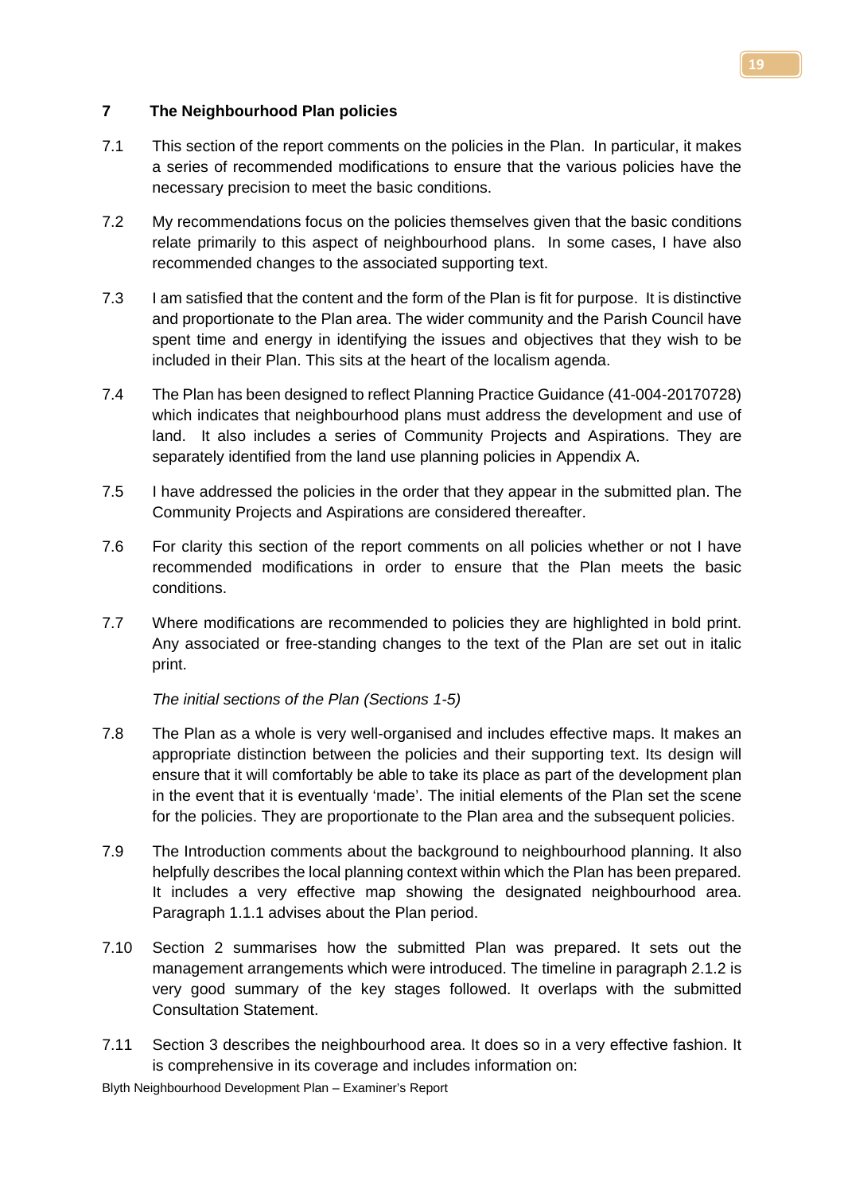## 7 The Neighbourhood Plan policies

7.1 This section of the report comments on the policies in the Plan. In particular, it makes a series of recommended modifications to ensure that the various policies have the necessary precision to meet the basic conditions.

7.2 My recommendations focus on the policies themselves given that the basic conditions relate primarily to this aspect of neighbourhood plans. In some cases, I have also recommended changes to the associated supporting text.

7.3 I am satisfied that the content and the form of the Plan is fit for purpose. It is distinctive and proportionate to the Plan area. The wider community and the Parish Council have spent time and energy in identifying the issues and objectives that they wish to be included in their Plan. This sits at the heart of the localism agenda.

7.4 The Plan has been designed to reflect Planning Practice Guidance (41-004-20170728) which indicates that neighbourhood plans must address the development and use of land. It also includes a series of Community Projects and Aspirations. They are separately identified from the land use planning policies in Appendix A.

7.5 I have addressed the policies in the order that they appear in the submitted plan. The Community Projects and Aspirations are considered thereafter.

7.6 For clarity this section of the report comments on all policies whether or not I have recommended modifications in order to ensure that the Plan meets the basic conditions.

7.7 Where modifications are recommended to policies they are highlighted in bold print. Any associated or free-standing changes to the text of the Plan are set out in italic print.

*The initial sections of the Plan (Sections 1-5)*

7.8 The Plan as a whole is very well-organised and includes effective maps. It makes an appropriate distinction between the policies and their supporting text. Its design will ensure that it will comfortably be able to take its place as part of the development plan in the event that it is eventually 'made'. The initial elements of the Plan set the scene for the policies. They are proportionate to the Plan area and the subsequent policies.

7.9 The Introduction comments about the background to neighbourhood planning. It also helpfully describes the local planning context within which the Plan has been prepared. It includes a very effective map showing the designated neighbourhood area. Paragraph 1.1.1 advises about the Plan period.

7.10 Section 2 summarises how the submitted Plan was prepared. It sets out the management arrangements which were introduced. The timeline in paragraph 2.1.2 is very good summary of the key stages followed. It overlaps with the submitted Consultation Statement.

7.11 Section 3 describes the neighbourhood area. It does so in a very effective fashion. It is comprehensive in its coverage and includes information on: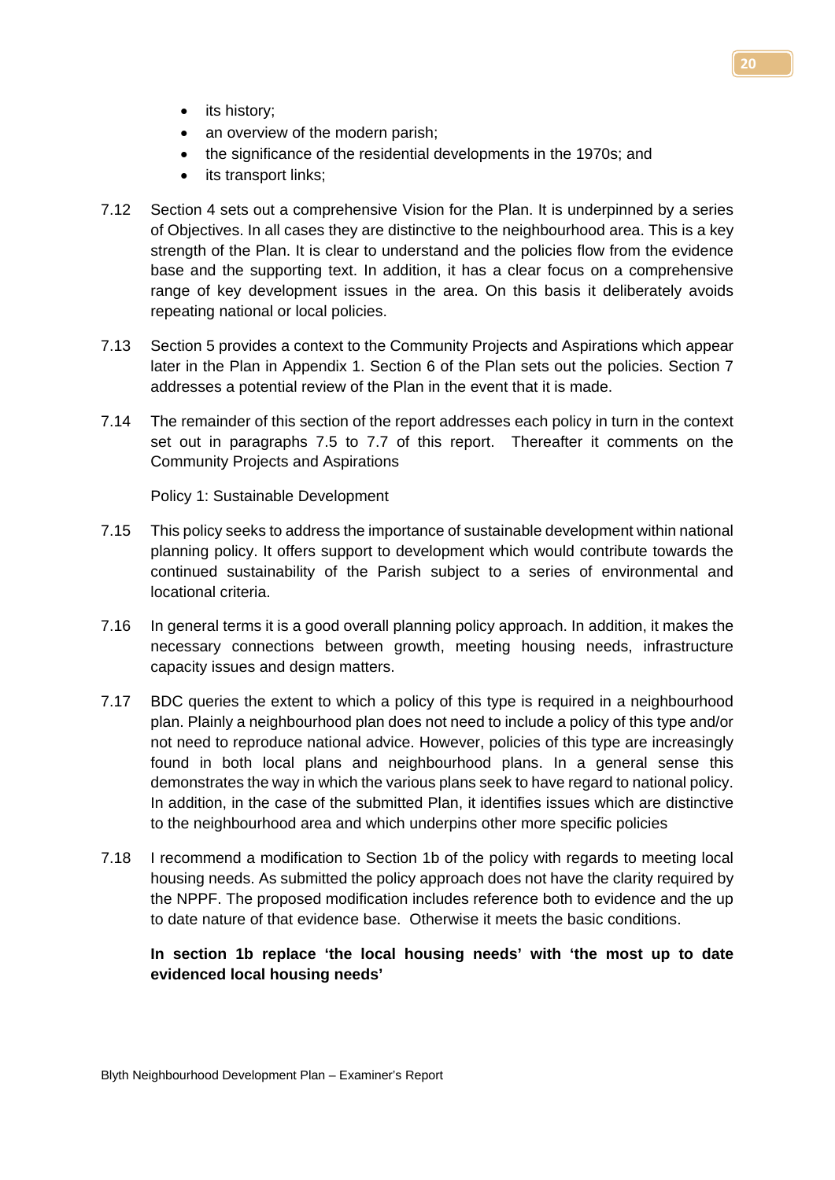- its history;
- an overview of the modern parish;
- the significance of the residential developments in the 1970s; and
- its transport links;

7.12 Section 4 sets out a comprehensive Vision for the Plan. It is underpinned by a series of Objectives. In all cases they are distinctive to the neighbourhood area. This is a key strength of the Plan. It is clear to understand and the policies flow from the evidence base and the supporting text. In addition, it has a clear focus on a comprehensive range of key development issues in the area. On this basis it deliberately avoids repeating national or local policies.

7.13 Section 5 provides a context to the Community Projects and Aspirations which appear later in the Plan in Appendix 1. Section 6 of the Plan sets out the policies. Section 7 addresses a potential review of the Plan in the event that it is made.

7.14 The remainder of this section of the report addresses each policy in turn in the context set out in paragraphs 7.5 to 7.7 of this report. Thereafter it comments on the Community Projects and Aspirations

Policy 1: Sustainable Development

7.15 This policy seeks to address the importance of sustainable development within national planning policy. It offers support to development which would contribute towards the continued sustainability of the Parish subject to a series of environmental and locational criteria.

7.16 In general terms it is a good overall planning policy approach. In addition, it makes the necessary connections between growth, meeting housing needs, infrastructure capacity issues and design matters.

7.17 BDC queries the extent to which a policy of this type is required in a neighbourhood plan. Plainly a neighbourhood plan does not need to include a policy of this type and/or not need to reproduce national advice. However, policies of this type are increasingly found in both local plans and neighbourhood plans. In a general sense this demonstrates the way in which the various plans seek to have regard to national policy. In addition, in the case of the submitted Plan, it identifies issues which are distinctive to the neighbourhood area and which underpins other more specific policies

7.18 I recommend a modification to Section 1b of the policy with regards to meeting local housing needs. As submitted the policy approach does not have the clarity required by the NPPF. The proposed modification includes reference both to evidence and the up to date nature of that evidence base. Otherwise it meets the basic conditions.

**In section 1b replace 'the local housing needs' with 'the most up to date evidenced local housing needs'**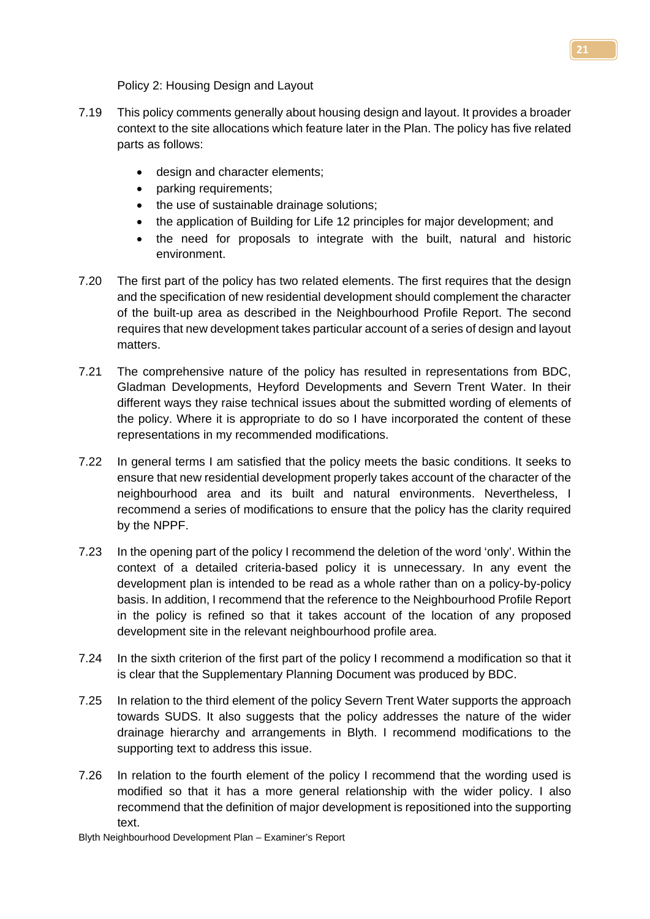Policy 2: Housing Design and Layout

7.19 This policy comments generally about housing design and layout. It provides a broader context to the site allocations which feature later in the Plan. The policy has five related parts as follows:

- design and character elements;
- parking requirements;
- the use of sustainable drainage solutions;
- the application of Building for Life 12 principles for major development; and
- the need for proposals to integrate with the built, natural and historic environment.

7.20 The first part of the policy has two related elements. The first requires that the design and the specification of new residential development should complement the character of the built-up area as described in the Neighbourhood Profile Report. The second requires that new development takes particular account of a series of design and layout matters.

7.21 The comprehensive nature of the policy has resulted in representations from BDC, Gladman Developments, Heyford Developments and Severn Trent Water. In their different ways they raise technical issues about the submitted wording of elements of the policy. Where it is appropriate to do so I have incorporated the content of these representations in my recommended modifications.

7.22 In general terms I am satisfied that the policy meets the basic conditions. It seeks to ensure that new residential development properly takes account of the character of the neighbourhood area and its built and natural environments. Nevertheless, I recommend a series of modifications to ensure that the policy has the clarity required by the NPPF.

7.23 In the opening part of the policy I recommend the deletion of the word 'only'. Within the context of a detailed criteria-based policy it is unnecessary. In any event the development plan is intended to be read as a whole rather than on a policy-by-policy basis. In addition, I recommend that the reference to the Neighbourhood Profile Report in the policy is refined so that it takes account of the location of any proposed development site in the relevant neighbourhood profile area.

7.24 In the sixth criterion of the first part of the policy I recommend a modification so that it is clear that the Supplementary Planning Document was produced by BDC.

7.25 In relation to the third element of the policy Severn Trent Water supports the approach towards SUDS. It also suggests that the policy addresses the nature of the wider drainage hierarchy and arrangements in Blyth. I recommend modifications to the supporting text to address this issue.

7.26 In relation to the fourth element of the policy I recommend that the wording used is modified so that it has a more general relationship with the wider policy. I also recommend that the definition of major development is repositioned into the supporting text.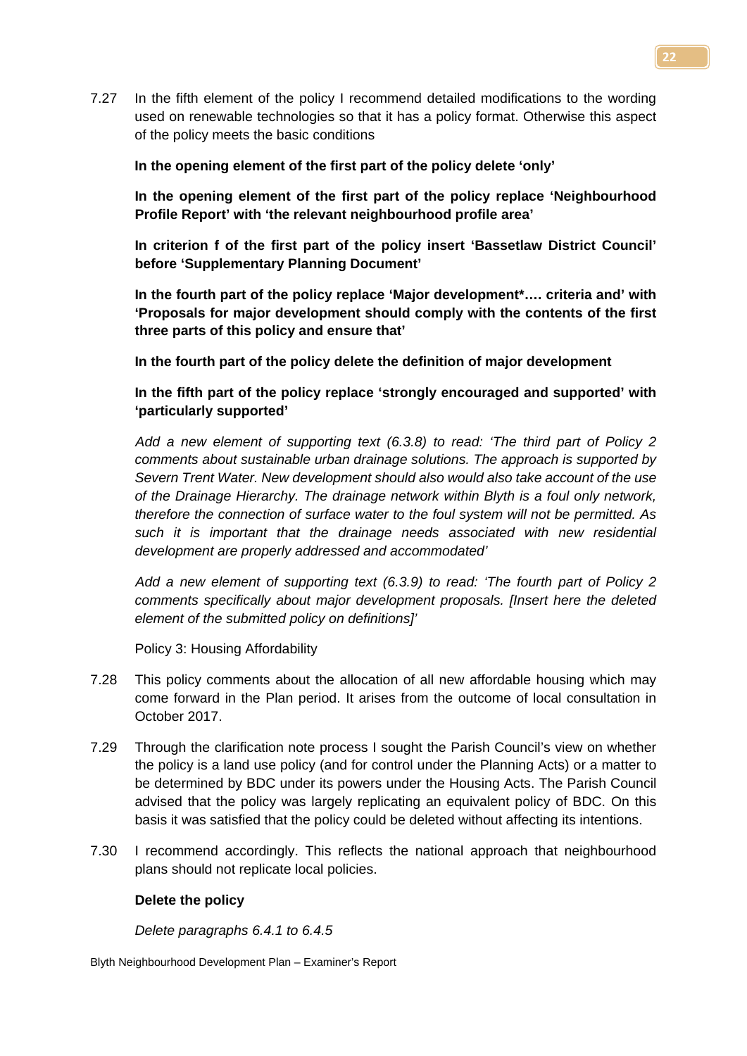7.27 In the fifth element of the policy I recommend detailed modifications to the wording used on renewable technologies so that it has a policy format. Otherwise this aspect of the policy meets the basic conditions

**In the opening element of the first part of the policy delete 'only'**

**In the opening element of the first part of the policy replace 'Neighbourhood Profile Report' with 'the relevant neighbourhood profile area'**

**In criterion f of the first part of the policy insert 'Bassetlaw District Council' before 'Supplementary Planning Document'**

**In the fourth part of the policy replace 'Major development*…. criteria and' with 'Proposals for major development should comply with the contents of the first three parts of this policy and ensure that'**

**In the fourth part of the policy delete the definition of major development**

**In the fifth part of the policy replace 'strongly encouraged and supported' with 'particularly supported'**

*Add a new element of supporting text (6.3.8) to read: 'The third part of Policy 2 comments about sustainable urban drainage solutions. The approach is supported by Severn Trent Water. New development should also would also take account of the use of the Drainage Hierarchy. The drainage network within Blyth is a foul only network, therefore the connection of surface water to the foul system will not be permitted. As such it is important that the drainage needs associated with new residential development are properly addressed and accommodated'*

*Add a new element of supporting text (6.3.9) to read: 'The fourth part of Policy 2 comments specifically about major development proposals. [Insert here the deleted element of the submitted policy on definitions]'*

Policy 3: Housing Affordability

7.28 This policy comments about the allocation of all new affordable housing which may come forward in the Plan period. It arises from the outcome of local consultation in October 2017.

7.29 Through the clarification note process I sought the Parish Council's view on whether the policy is a land use policy (and for control under the Planning Acts) or a matter to be determined by BDC under its powers under the Housing Acts. The Parish Council advised that the policy was largely replicating an equivalent policy of BDC. On this basis it was satisfied that the policy could be deleted without affecting its intentions.

7.30 I recommend accordingly. This reflects the national approach that neighbourhood plans should not replicate local policies.

**Delete the policy**

*Delete paragraphs 6.4.1 to 6.4.5*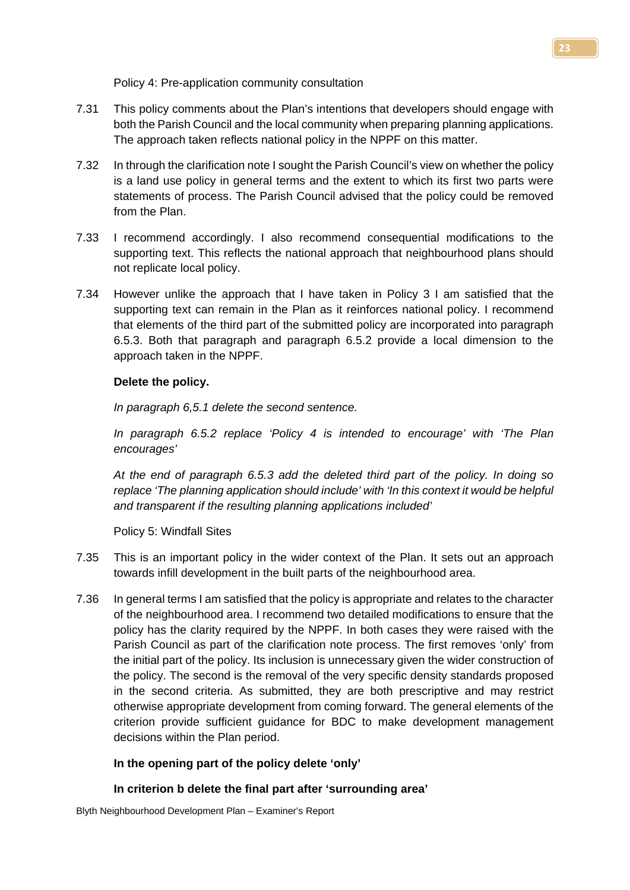Policy 4: Pre-application community consultation

7.31 This policy comments about the Plan's intentions that developers should engage with both the Parish Council and the local community when preparing planning applications. The approach taken reflects national policy in the NPPF on this matter.

7.32 In through the clarification note I sought the Parish Council's view on whether the policy is a land use policy in general terms and the extent to which its first two parts were statements of process. The Parish Council advised that the policy could be removed from the Plan.

7.33 I recommend accordingly. I also recommend consequential modifications to the supporting text. This reflects the national approach that neighbourhood plans should not replicate local policy.

7.34 However unlike the approach that I have taken in Policy 3 I am satisfied that the supporting text can remain in the Plan as it reinforces national policy. I recommend that elements of the third part of the submitted policy are incorporated into paragraph 6.5.3. Both that paragraph and paragraph 6.5.2 provide a local dimension to the approach taken in the NPPF.

**Delete the policy.**

*In paragraph 6,5.1 delete the second sentence.*

*In paragraph 6.5.2 replace 'Policy 4 is intended to encourage' with 'The Plan encourages'*

*At the end of paragraph 6.5.3 add the deleted third part of the policy. In doing so replace 'The planning application should include' with 'In this context it would be helpful and transparent if the resulting planning applications included'*

Policy 5: Windfall Sites

7.35 This is an important policy in the wider context of the Plan. It sets out an approach towards infill development in the built parts of the neighbourhood area.

7.36 In general terms I am satisfied that the policy is appropriate and relates to the character of the neighbourhood area. I recommend two detailed modifications to ensure that the policy has the clarity required by the NPPF. In both cases they were raised with the Parish Council as part of the clarification note process. The first removes 'only' from the initial part of the policy. Its inclusion is unnecessary given the wider construction of the policy. The second is the removal of the very specific density standards proposed in the second criteria. As submitted, they are both prescriptive and may restrict otherwise appropriate development from coming forward. The general elements of the criterion provide sufficient guidance for BDC to make development management decisions within the Plan period.

**In the opening part of the policy delete 'only'**

**In criterion b delete the final part after 'surrounding area'**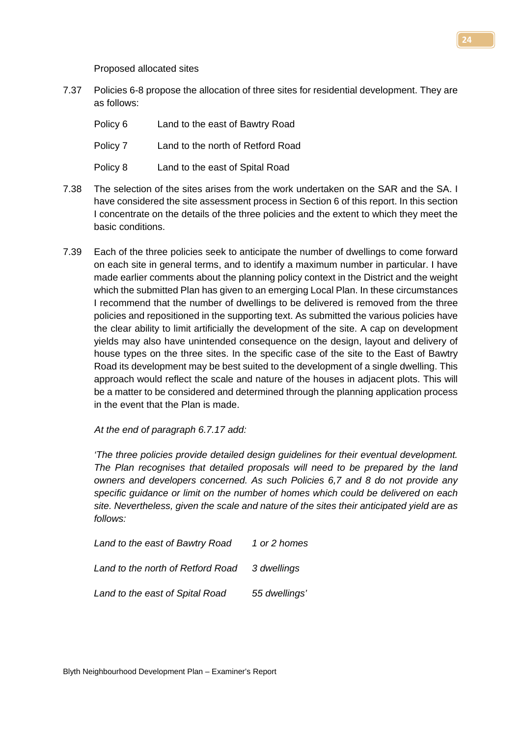Proposed allocated sites

7.37 Policies 6-8 propose the allocation of three sites for residential development. They are as follows:

| | |
|---|---|
| Policy 6 | Land to the east of Bawtry Road |
| Policy 7 | Land to the north of Retford Road |
| Policy 8 | Land to the east of Spital Road |

7.38 The selection of the sites arises from the work undertaken on the SAR and the SA. I have considered the site assessment process in Section 6 of this report. In this section I concentrate on the details of the three policies and the extent to which they meet the basic conditions.

7.39 Each of the three policies seek to anticipate the number of dwellings to come forward on each site in general terms, and to identify a maximum number in particular. I have made earlier comments about the planning policy context in the District and the weight which the submitted Plan has given to an emerging Local Plan. In these circumstances I recommend that the number of dwellings to be delivered is removed from the three policies and repositioned in the supporting text. As submitted the various policies have the clear ability to limit artificially the development of the site. A cap on development yields may also have unintended consequence on the design, layout and delivery of house types on the three sites. In the specific case of the site to the East of Bawtry Road its development may be best suited to the development of a single dwelling. This approach would reflect the scale and nature of the houses in adjacent plots. This will be a matter to be considered and determined through the planning application process in the event that the Plan is made.

*At the end of paragraph 6.7.17 add:*

*'The three policies provide detailed design guidelines for their eventual development. The Plan recognises that detailed proposals will need to be prepared by the land owners and developers concerned. As such Policies 6,7 and 8 do not provide any specific guidance or limit on the number of homes which could be delivered on each site. Nevertheless, given the scale and nature of the sites their anticipated yield are as follows:*

| | |
|---|---|
| *Land to the east of Bawtry Road* | *1 or 2 homes* |
| *Land to the north of Retford Road* | *3 dwellings* |
| *Land to the east of Spital Road* | *55 dwellings'* |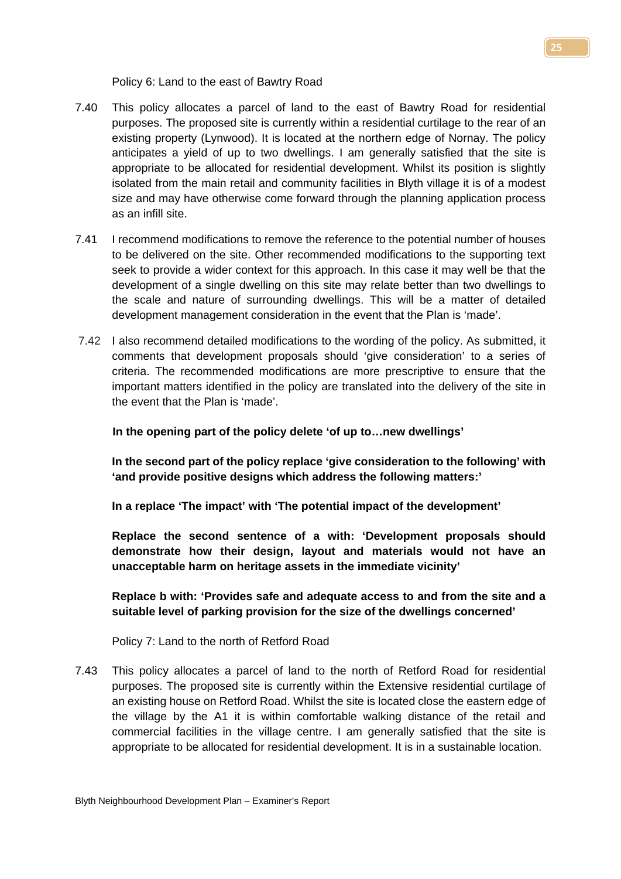Policy 6: Land to the east of Bawtry Road

7.40 This policy allocates a parcel of land to the east of Bawtry Road for residential purposes. The proposed site is currently within a residential curtilage to the rear of an existing property (Lynwood). It is located at the northern edge of Nornay. The policy anticipates a yield of up to two dwellings. I am generally satisfied that the site is appropriate to be allocated for residential development. Whilst its position is slightly isolated from the main retail and community facilities in Blyth village it is of a modest size and may have otherwise come forward through the planning application process as an infill site.

7.41 I recommend modifications to remove the reference to the potential number of houses to be delivered on the site. Other recommended modifications to the supporting text seek to provide a wider context for this approach. In this case it may well be that the development of a single dwelling on this site may relate better than two dwellings to the scale and nature of surrounding dwellings. This will be a matter of detailed development management consideration in the event that the Plan is 'made'.

7.42 I also recommend detailed modifications to the wording of the policy. As submitted, it comments that development proposals should 'give consideration' to a series of criteria. The recommended modifications are more prescriptive to ensure that the important matters identified in the policy are translated into the delivery of the site in the event that the Plan is 'made'.

**In the opening part of the policy delete 'of up to…new dwellings'**

**In the second part of the policy replace 'give consideration to the following' with 'and provide positive designs which address the following matters:'**

**In a replace 'The impact' with 'The potential impact of the development'**

**Replace the second sentence of a with: 'Development proposals should demonstrate how their design, layout and materials would not have an unacceptable harm on heritage assets in the immediate vicinity'**

**Replace b with: 'Provides safe and adequate access to and from the site and a suitable level of parking provision for the size of the dwellings concerned'**

Policy 7: Land to the north of Retford Road

7.43 This policy allocates a parcel of land to the north of Retford Road for residential purposes. The proposed site is currently within the Extensive residential curtilage of an existing house on Retford Road. Whilst the site is located close the eastern edge of the village by the A1 it is within comfortable walking distance of the retail and commercial facilities in the village centre. I am generally satisfied that the site is appropriate to be allocated for residential development. It is in a sustainable location.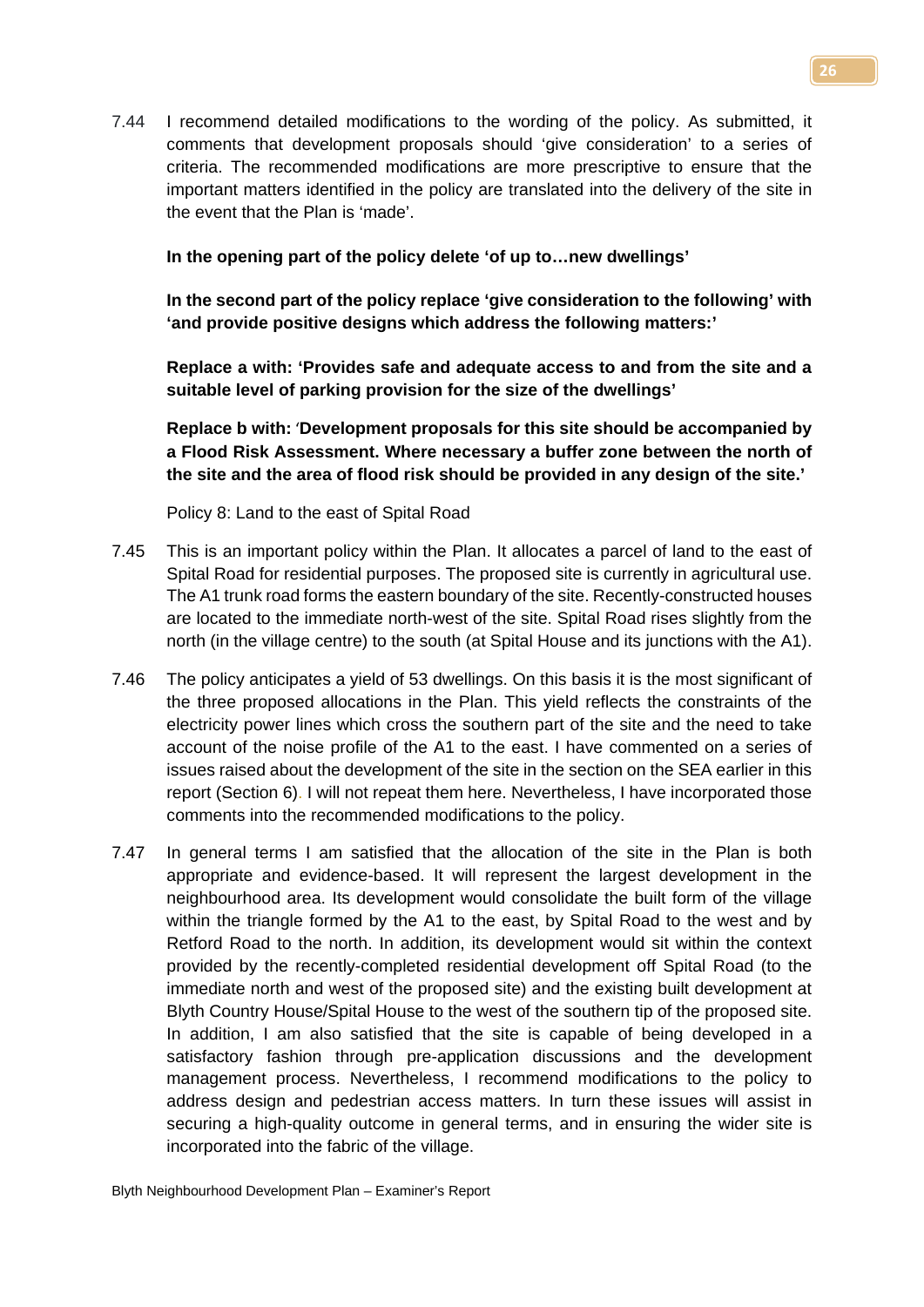7.44 I recommend detailed modifications to the wording of the policy. As submitted, it comments that development proposals should 'give consideration' to a series of criteria. The recommended modifications are more prescriptive to ensure that the important matters identified in the policy are translated into the delivery of the site in the event that the Plan is 'made'.

**In the opening part of the policy delete 'of up to…new dwellings'**

**In the second part of the policy replace 'give consideration to the following' with 'and provide positive designs which address the following matters:'**

**Replace a with: 'Provides safe and adequate access to and from the site and a suitable level of parking provision for the size of the dwellings'**

**Replace b with: 'Development proposals for this site should be accompanied by a Flood Risk Assessment. Where necessary a buffer zone between the north of the site and the area of flood risk should be provided in any design of the site.'**

Policy 8: Land to the east of Spital Road

7.45 This is an important policy within the Plan. It allocates a parcel of land to the east of Spital Road for residential purposes. The proposed site is currently in agricultural use. The A1 trunk road forms the eastern boundary of the site. Recently-constructed houses are located to the immediate north-west of the site. Spital Road rises slightly from the north (in the village centre) to the south (at Spital House and its junctions with the A1).

7.46 The policy anticipates a yield of 53 dwellings. On this basis it is the most significant of the three proposed allocations in the Plan. This yield reflects the constraints of the electricity power lines which cross the southern part of the site and the need to take account of the noise profile of the A1 to the east. I have commented on a series of issues raised about the development of the site in the section on the SEA earlier in this report (Section 6). I will not repeat them here. Nevertheless, I have incorporated those comments into the recommended modifications to the policy.

7.47 In general terms I am satisfied that the allocation of the site in the Plan is both appropriate and evidence-based. It will represent the largest development in the neighbourhood area. Its development would consolidate the built form of the village within the triangle formed by the A1 to the east, by Spital Road to the west and by Retford Road to the north. In addition, its development would sit within the context provided by the recently-completed residential development off Spital Road (to the immediate north and west of the proposed site) and the existing built development at Blyth Country House/Spital House to the west of the southern tip of the proposed site. In addition, I am also satisfied that the site is capable of being developed in a satisfactory fashion through pre-application discussions and the development management process. Nevertheless, I recommend modifications to the policy to address design and pedestrian access matters. In turn these issues will assist in securing a high-quality outcome in general terms, and in ensuring the wider site is incorporated into the fabric of the village.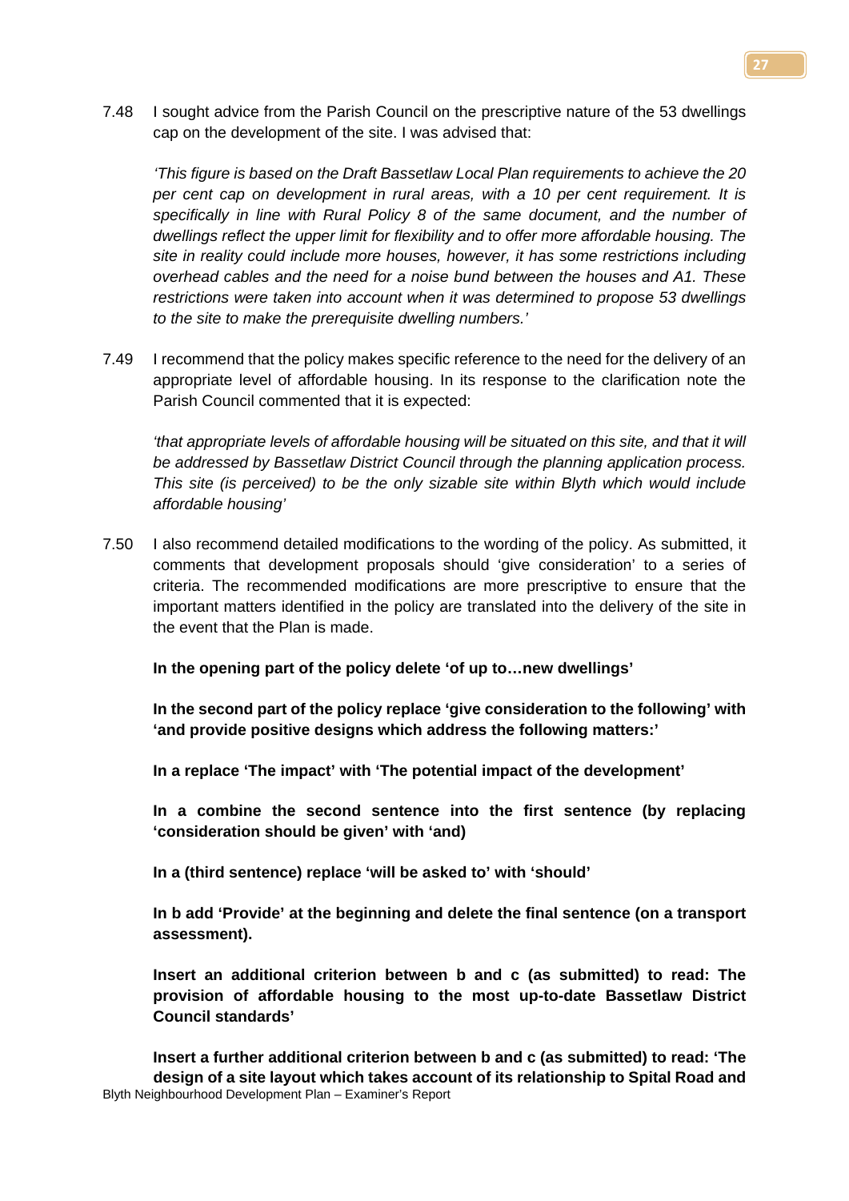7.48 I sought advice from the Parish Council on the prescriptive nature of the 53 dwellings cap on the development of the site. I was advised that:

*'This figure is based on the Draft Bassetlaw Local Plan requirements to achieve the 20 per cent cap on development in rural areas, with a 10 per cent requirement. It is specifically in line with Rural Policy 8 of the same document, and the number of dwellings reflect the upper limit for flexibility and to offer more affordable housing. The site in reality could include more houses, however, it has some restrictions including overhead cables and the need for a noise bund between the houses and A1. These restrictions were taken into account when it was determined to propose 53 dwellings to the site to make the prerequisite dwelling numbers.'*

7.49 I recommend that the policy makes specific reference to the need for the delivery of an appropriate level of affordable housing. In its response to the clarification note the Parish Council commented that it is expected:

*'that appropriate levels of affordable housing will be situated on this site, and that it will be addressed by Bassetlaw District Council through the planning application process. This site (is perceived) to be the only sizable site within Blyth which would include affordable housing'*

7.50 I also recommend detailed modifications to the wording of the policy. As submitted, it comments that development proposals should 'give consideration' to a series of criteria. The recommended modifications are more prescriptive to ensure that the important matters identified in the policy are translated into the delivery of the site in the event that the Plan is made.

**In the opening part of the policy delete 'of up to…new dwellings'**

**In the second part of the policy replace 'give consideration to the following' with 'and provide positive designs which address the following matters:'**

**In a replace 'The impact' with 'The potential impact of the development'**

**In a combine the second sentence into the first sentence (by replacing 'consideration should be given' with 'and)**

**In a (third sentence) replace 'will be asked to' with 'should'**

**In b add 'Provide' at the beginning and delete the final sentence (on a transport assessment).**

**Insert an additional criterion between b and c (as submitted) to read: The provision of affordable housing to the most up-to-date Bassetlaw District Council standards'**

**Insert a further additional criterion between b and c (as submitted) to read: 'The design of a site layout which takes account of its relationship to Spital Road and**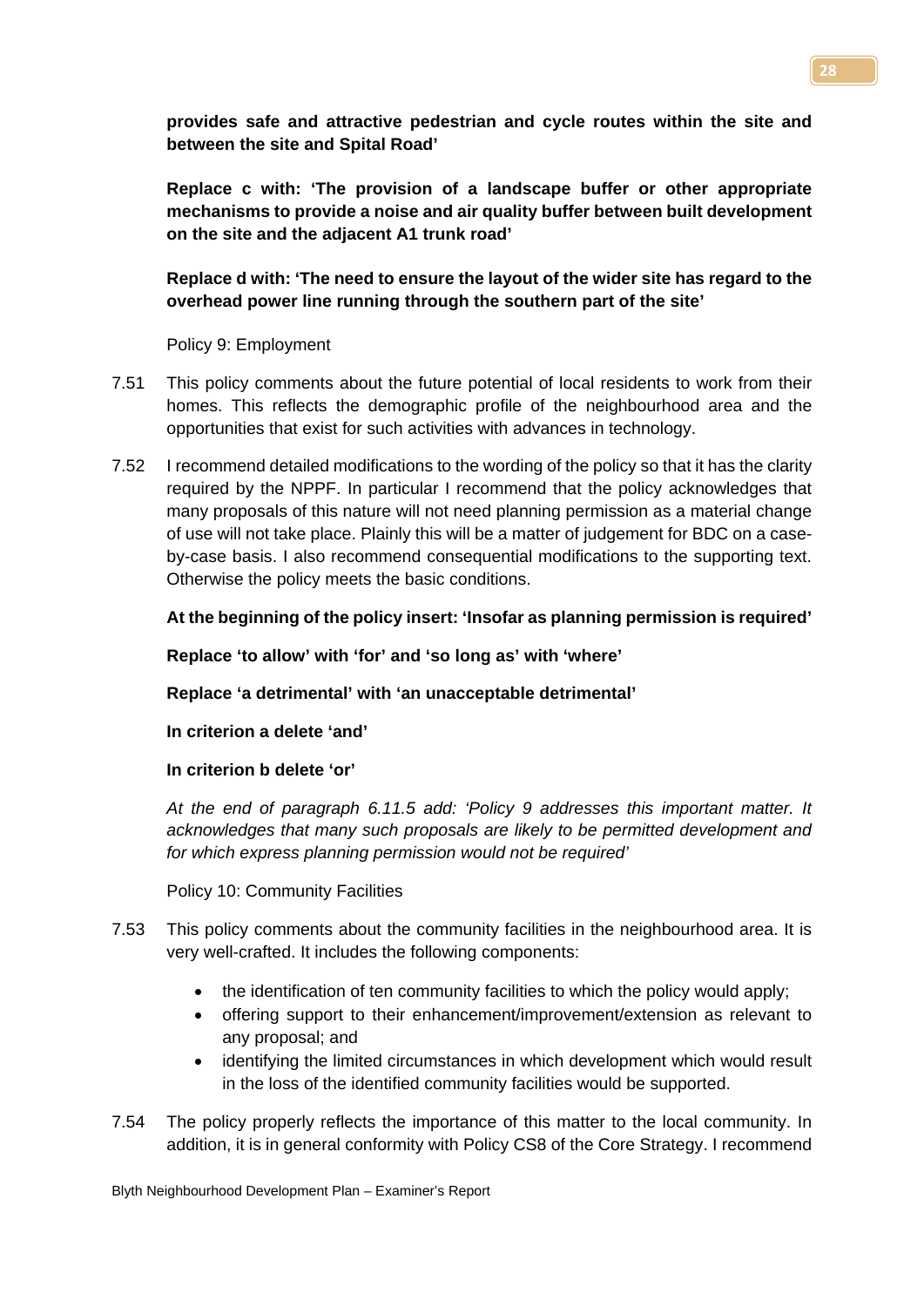**provides safe and attractive pedestrian and cycle routes within the site and between the site and Spital Road'**

**Replace c with: 'The provision of a landscape buffer or other appropriate mechanisms to provide a noise and air quality buffer between built development on the site and the adjacent A1 trunk road'**

**Replace d with: 'The need to ensure the layout of the wider site has regard to the overhead power line running through the southern part of the site'**

Policy 9: Employment

7.51 This policy comments about the future potential of local residents to work from their homes. This reflects the demographic profile of the neighbourhood area and the opportunities that exist for such activities with advances in technology.

7.52 I recommend detailed modifications to the wording of the policy so that it has the clarity required by the NPPF. In particular I recommend that the policy acknowledges that many proposals of this nature will not need planning permission as a material change of use will not take place. Plainly this will be a matter of judgement for BDC on a case-by-case basis. I also recommend consequential modifications to the supporting text. Otherwise the policy meets the basic conditions.

**At the beginning of the policy insert: 'Insofar as planning permission is required'**

**Replace 'to allow' with 'for' and 'so long as' with 'where'**

**Replace 'a detrimental' with 'an unacceptable detrimental'**

**In criterion a delete 'and'**

**In criterion b delete 'or'**

*At the end of paragraph 6.11.5 add: 'Policy 9 addresses this important matter. It acknowledges that many such proposals are likely to be permitted development and for which express planning permission would not be required'*

Policy 10: Community Facilities

7.53 This policy comments about the community facilities in the neighbourhood area. It is very well-crafted. It includes the following components:

- the identification of ten community facilities to which the policy would apply;
- offering support to their enhancement/improvement/extension as relevant to any proposal; and
- identifying the limited circumstances in which development which would result in the loss of the identified community facilities would be supported.

7.54 The policy properly reflects the importance of this matter to the local community. In addition, it is in general conformity with Policy CS8 of the Core Strategy. I recommend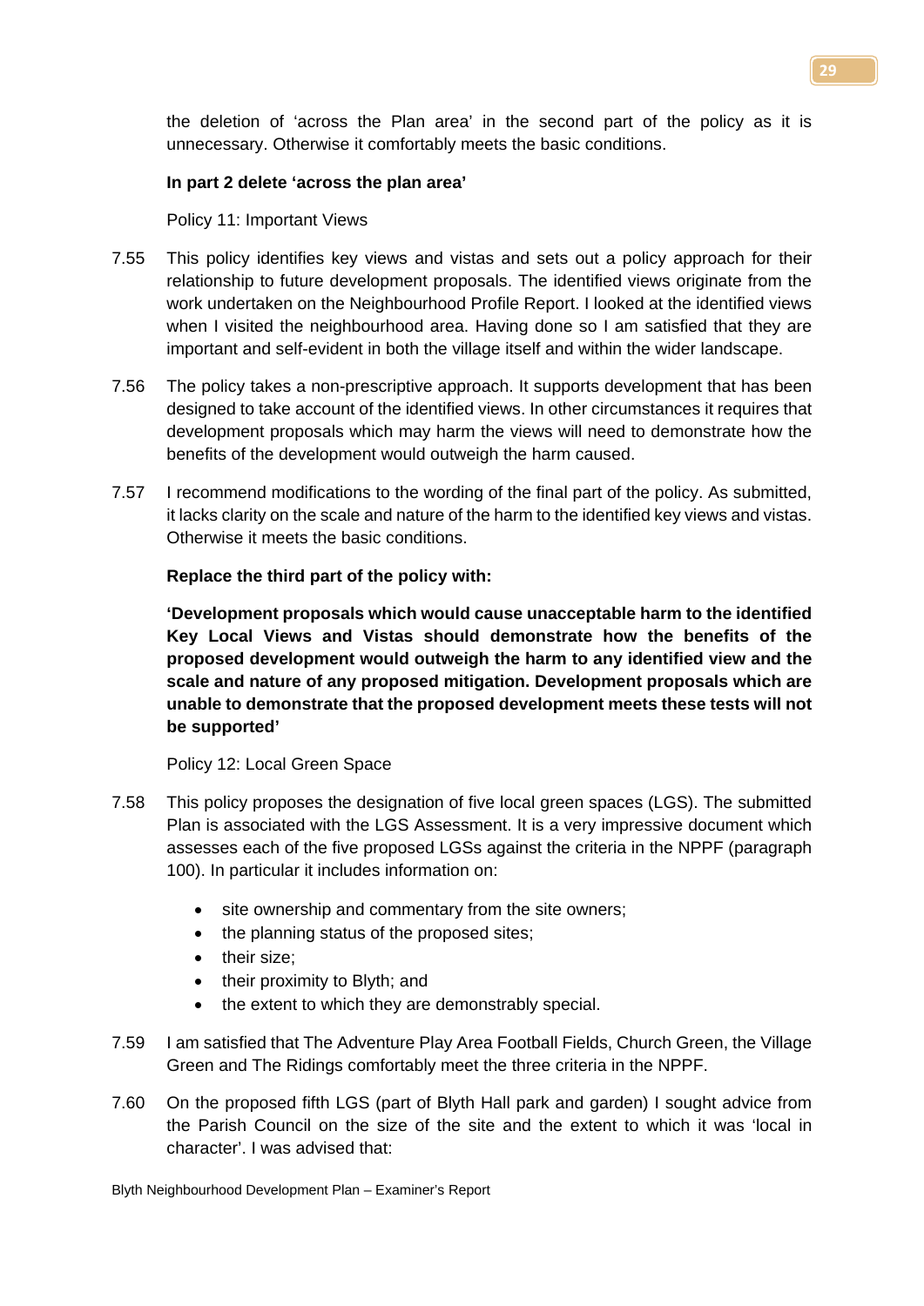the deletion of 'across the Plan area' in the second part of the policy as it is unnecessary. Otherwise it comfortably meets the basic conditions.

**In part 2 delete 'across the plan area'**

Policy 11: Important Views

7.55 This policy identifies key views and vistas and sets out a policy approach for their relationship to future development proposals. The identified views originate from the work undertaken on the Neighbourhood Profile Report. I looked at the identified views when I visited the neighbourhood area. Having done so I am satisfied that they are important and self-evident in both the village itself and within the wider landscape.

7.56 The policy takes a non-prescriptive approach. It supports development that has been designed to take account of the identified views. In other circumstances it requires that development proposals which may harm the views will need to demonstrate how the benefits of the development would outweigh the harm caused.

7.57 I recommend modifications to the wording of the final part of the policy. As submitted, it lacks clarity on the scale and nature of the harm to the identified key views and vistas. Otherwise it meets the basic conditions.

**Replace the third part of the policy with:**

**'Development proposals which would cause unacceptable harm to the identified Key Local Views and Vistas should demonstrate how the benefits of the proposed development would outweigh the harm to any identified view and the scale and nature of any proposed mitigation. Development proposals which are unable to demonstrate that the proposed development meets these tests will not be supported'**

Policy 12: Local Green Space

7.58 This policy proposes the designation of five local green spaces (LGS). The submitted Plan is associated with the LGS Assessment. It is a very impressive document which assesses each of the five proposed LGSs against the criteria in the NPPF (paragraph 100). In particular it includes information on:

- site ownership and commentary from the site owners;
- the planning status of the proposed sites;
- their size;
- their proximity to Blyth; and
- the extent to which they are demonstrably special.

7.59 I am satisfied that The Adventure Play Area Football Fields, Church Green, the Village Green and The Ridings comfortably meet the three criteria in the NPPF.

7.60 On the proposed fifth LGS (part of Blyth Hall park and garden) I sought advice from the Parish Council on the size of the site and the extent to which it was 'local in character'. I was advised that: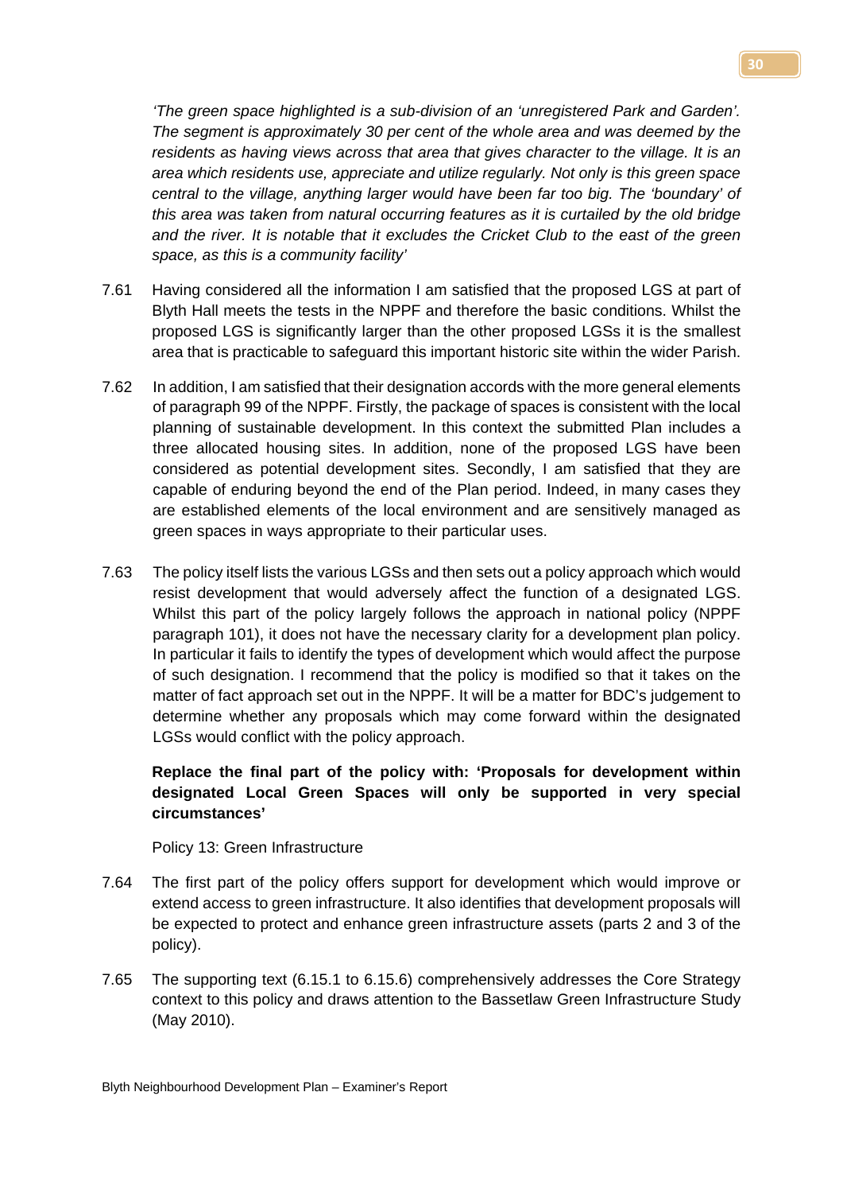*'The green space highlighted is a sub-division of an 'unregistered Park and Garden'. The segment is approximately 30 per cent of the whole area and was deemed by the residents as having views across that area that gives character to the village. It is an area which residents use, appreciate and utilize regularly. Not only is this green space central to the village, anything larger would have been far too big. The 'boundary' of this area was taken from natural occurring features as it is curtailed by the old bridge and the river. It is notable that it excludes the Cricket Club to the east of the green space, as this is a community facility'*

7.61 Having considered all the information I am satisfied that the proposed LGS at part of Blyth Hall meets the tests in the NPPF and therefore the basic conditions. Whilst the proposed LGS is significantly larger than the other proposed LGSs it is the smallest area that is practicable to safeguard this important historic site within the wider Parish.

7.62 In addition, I am satisfied that their designation accords with the more general elements of paragraph 99 of the NPPF. Firstly, the package of spaces is consistent with the local planning of sustainable development. In this context the submitted Plan includes a three allocated housing sites. In addition, none of the proposed LGS have been considered as potential development sites. Secondly, I am satisfied that they are capable of enduring beyond the end of the Plan period. Indeed, in many cases they are established elements of the local environment and are sensitively managed as green spaces in ways appropriate to their particular uses.

7.63 The policy itself lists the various LGSs and then sets out a policy approach which would resist development that would adversely affect the function of a designated LGS. Whilst this part of the policy largely follows the approach in national policy (NPPF paragraph 101), it does not have the necessary clarity for a development plan policy. In particular it fails to identify the types of development which would affect the purpose of such designation. I recommend that the policy is modified so that it takes on the matter of fact approach set out in the NPPF. It will be a matter for BDC's judgement to determine whether any proposals which may come forward within the designated LGSs would conflict with the policy approach.

**Replace the final part of the policy with: 'Proposals for development within designated Local Green Spaces will only be supported in very special circumstances'**

Policy 13: Green Infrastructure

7.64 The first part of the policy offers support for development which would improve or extend access to green infrastructure. It also identifies that development proposals will be expected to protect and enhance green infrastructure assets (parts 2 and 3 of the policy).

7.65 The supporting text (6.15.1 to 6.15.6) comprehensively addresses the Core Strategy context to this policy and draws attention to the Bassetlaw Green Infrastructure Study (May 2010).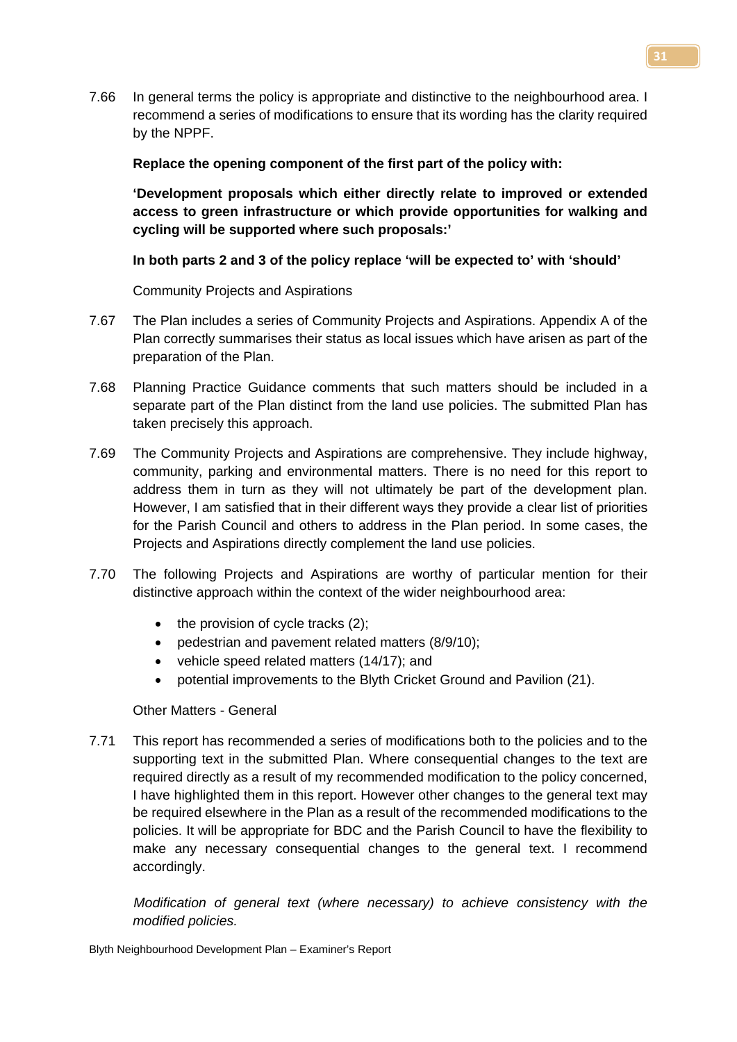7.66 In general terms the policy is appropriate and distinctive to the neighbourhood area. I recommend a series of modifications to ensure that its wording has the clarity required by the NPPF.

**Replace the opening component of the first part of the policy with:**

**'Development proposals which either directly relate to improved or extended access to green infrastructure or which provide opportunities for walking and cycling will be supported where such proposals:'**

**In both parts 2 and 3 of the policy replace 'will be expected to' with 'should'**

Community Projects and Aspirations

7.67 The Plan includes a series of Community Projects and Aspirations. Appendix A of the Plan correctly summarises their status as local issues which have arisen as part of the preparation of the Plan.

7.68 Planning Practice Guidance comments that such matters should be included in a separate part of the Plan distinct from the land use policies. The submitted Plan has taken precisely this approach.

7.69 The Community Projects and Aspirations are comprehensive. They include highway, community, parking and environmental matters. There is no need for this report to address them in turn as they will not ultimately be part of the development plan. However, I am satisfied that in their different ways they provide a clear list of priorities for the Parish Council and others to address in the Plan period. In some cases, the Projects and Aspirations directly complement the land use policies.

7.70 The following Projects and Aspirations are worthy of particular mention for their distinctive approach within the context of the wider neighbourhood area:

- the provision of cycle tracks (2);
- pedestrian and pavement related matters (8/9/10);
- vehicle speed related matters (14/17); and
- potential improvements to the Blyth Cricket Ground and Pavilion (21).

Other Matters - General

7.71 This report has recommended a series of modifications both to the policies and to the supporting text in the submitted Plan. Where consequential changes to the text are required directly as a result of my recommended modification to the policy concerned, I have highlighted them in this report. However other changes to the general text may be required elsewhere in the Plan as a result of the recommended modifications to the policies. It will be appropriate for BDC and the Parish Council to have the flexibility to make any necessary consequential changes to the general text. I recommend accordingly.

*Modification of general text (where necessary) to achieve consistency with the modified policies.*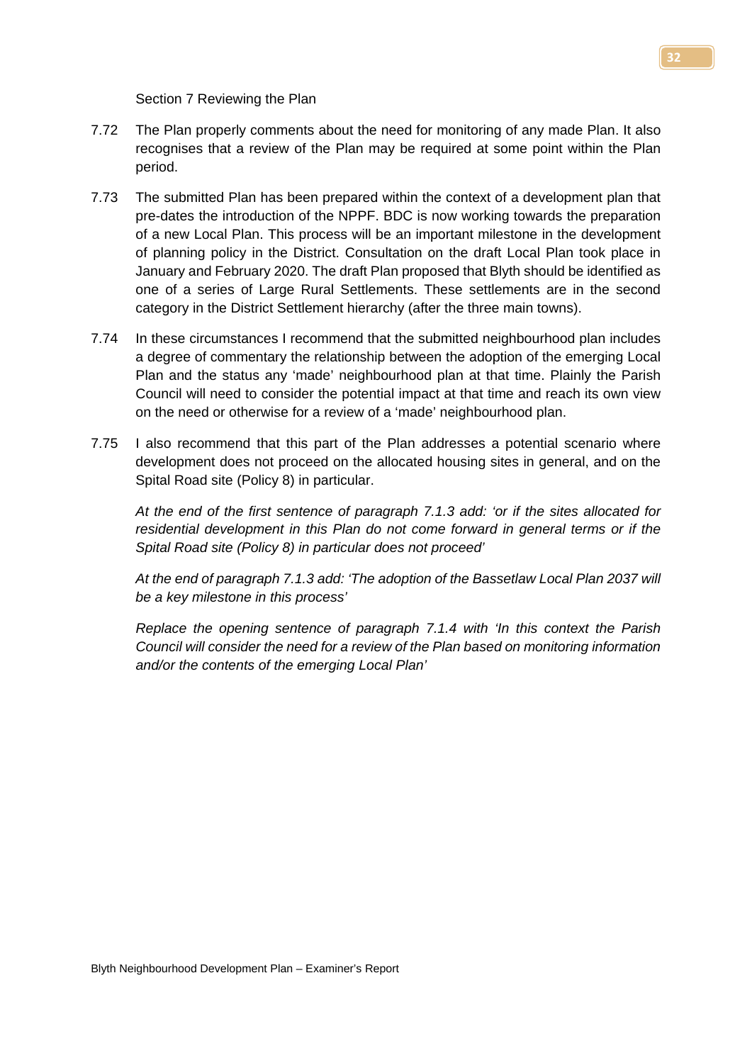Section 7 Reviewing the Plan

7.72 The Plan properly comments about the need for monitoring of any made Plan. It also recognises that a review of the Plan may be required at some point within the Plan period.

7.73 The submitted Plan has been prepared within the context of a development plan that pre-dates the introduction of the NPPF. BDC is now working towards the preparation of a new Local Plan. This process will be an important milestone in the development of planning policy in the District. Consultation on the draft Local Plan took place in January and February 2020. The draft Plan proposed that Blyth should be identified as one of a series of Large Rural Settlements. These settlements are in the second category in the District Settlement hierarchy (after the three main towns).

7.74 In these circumstances I recommend that the submitted neighbourhood plan includes a degree of commentary the relationship between the adoption of the emerging Local Plan and the status any 'made' neighbourhood plan at that time. Plainly the Parish Council will need to consider the potential impact at that time and reach its own view on the need or otherwise for a review of a 'made' neighbourhood plan.

7.75 I also recommend that this part of the Plan addresses a potential scenario where development does not proceed on the allocated housing sites in general, and on the Spital Road site (Policy 8) in particular.

*At the end of the first sentence of paragraph 7.1.3 add: 'or if the sites allocated for residential development in this Plan do not come forward in general terms or if the Spital Road site (Policy 8) in particular does not proceed'*

*At the end of paragraph 7.1.3 add: 'The adoption of the Bassetlaw Local Plan 2037 will be a key milestone in this process'*

*Replace the opening sentence of paragraph 7.1.4 with 'In this context the Parish Council will consider the need for a review of the Plan based on monitoring information and/or the contents of the emerging Local Plan'*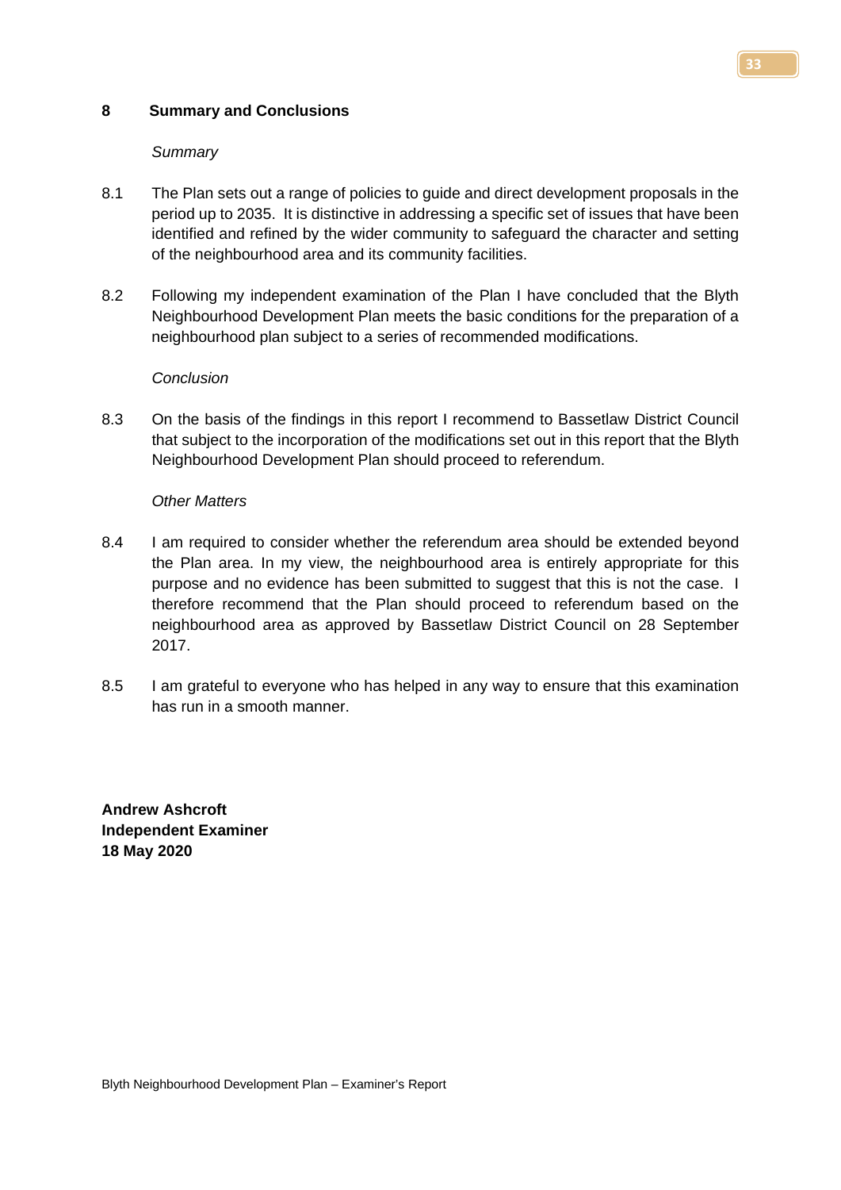## 8 Summary and Conclusions

*Summary*

8.1 The Plan sets out a range of policies to guide and direct development proposals in the period up to 2035. It is distinctive in addressing a specific set of issues that have been identified and refined by the wider community to safeguard the character and setting of the neighbourhood area and its community facilities.

8.2 Following my independent examination of the Plan I have concluded that the Blyth Neighbourhood Development Plan meets the basic conditions for the preparation of a neighbourhood plan subject to a series of recommended modifications.

*Conclusion*

8.3 On the basis of the findings in this report I recommend to Bassetlaw District Council that subject to the incorporation of the modifications set out in this report that the Blyth Neighbourhood Development Plan should proceed to referendum.

*Other Matters*

8.4 I am required to consider whether the referendum area should be extended beyond the Plan area. In my view, the neighbourhood area is entirely appropriate for this purpose and no evidence has been submitted to suggest that this is not the case. I therefore recommend that the Plan should proceed to referendum based on the neighbourhood area as approved by Bassetlaw District Council on 28 September 2017.

8.5 I am grateful to everyone who has helped in any way to ensure that this examination has run in a smooth manner.

**Andrew Ashcroft**
**Independent Examiner**
**18 May 2020**